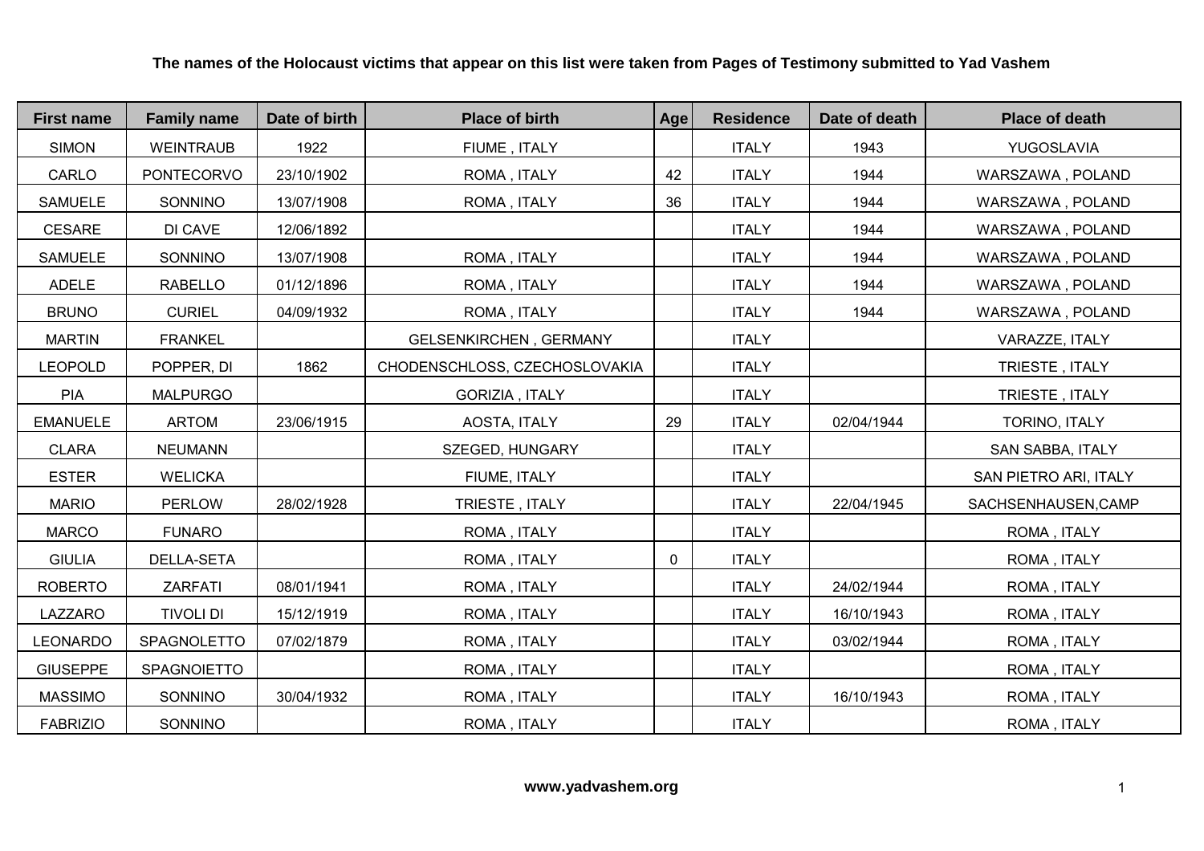**The names of the Holocaust victims that appear on this list were taken from Pages of Testimony submitted to Yad Vashem**

| First name | Family name | Date of birth | Place of birth | Age | Residence | Date of death | Place of death |
|---|---|---|---|---|---|---|---|
| SIMON | WEINTRAUB | 1922 | FIUME , ITALY | | ITALY | 1943 | YUGOSLAVIA |
| CARLO | PONTECORVO | 23/10/1902 | ROMA , ITALY | 42 | ITALY | 1944 | WARSZAWA , POLAND |
| SAMUELE | SONNINO | 13/07/1908 | ROMA , ITALY | 36 | ITALY | 1944 | WARSZAWA , POLAND |
| CESARE | DI CAVE | 12/06/1892 | | | ITALY | 1944 | WARSZAWA , POLAND |
| SAMUELE | SONNINO | 13/07/1908 | ROMA , ITALY | | ITALY | 1944 | WARSZAWA , POLAND |
| ADELE | RABELLO | 01/12/1896 | ROMA , ITALY | | ITALY | 1944 | WARSZAWA , POLAND |
| BRUNO | CURIEL | 04/09/1932 | ROMA , ITALY | | ITALY | 1944 | WARSZAWA , POLAND |
| MARTIN | FRANKEL | | GELSENKIRCHEN , GERMANY | | ITALY | | VARAZZE, ITALY |
| LEOPOLD | POPPER, DI | 1862 | CHODENSCHLOSS, CZECHOSLOVAKIA | | ITALY | | TRIESTE , ITALY |
| PIA | MALPURGO | | GORIZIA , ITALY | | ITALY | | TRIESTE , ITALY |
| EMANUELE | ARTOM | 23/06/1915 | AOSTA, ITALY | 29 | ITALY | 02/04/1944 | TORINO, ITALY |
| CLARA | NEUMANN | | SZEGED, HUNGARY | | ITALY | | SAN SABBA, ITALY |
| ESTER | WELICKA | | FIUME, ITALY | | ITALY | | SAN PIETRO ARI, ITALY |
| MARIO | PERLOW | 28/02/1928 | TRIESTE , ITALY | | ITALY | 22/04/1945 | SACHSENHAUSEN,CAMP |
| MARCO | FUNARO | | ROMA , ITALY | | ITALY | | ROMA , ITALY |
| GIULIA | DELLA-SETA | | ROMA , ITALY | 0 | ITALY | | ROMA , ITALY |
| ROBERTO | ZARFATI | 08/01/1941 | ROMA , ITALY | | ITALY | 24/02/1944 | ROMA , ITALY |
| LAZZARO | TIVOLI DI | 15/12/1919 | ROMA , ITALY | | ITALY | 16/10/1943 | ROMA , ITALY |
| LEONARDO | SPAGNOLETTO | 07/02/1879 | ROMA , ITALY | | ITALY | 03/02/1944 | ROMA , ITALY |
| GIUSEPPE | SPAGNOIETTO | | ROMA , ITALY | | ITALY | | ROMA , ITALY |
| MASSIMO | SONNINO | 30/04/1932 | ROMA , ITALY | | ITALY | 16/10/1943 | ROMA , ITALY |
| FABRIZIO | SONNINO | | ROMA , ITALY | | ITALY | | ROMA , ITALY |

**www.yadvashem.org**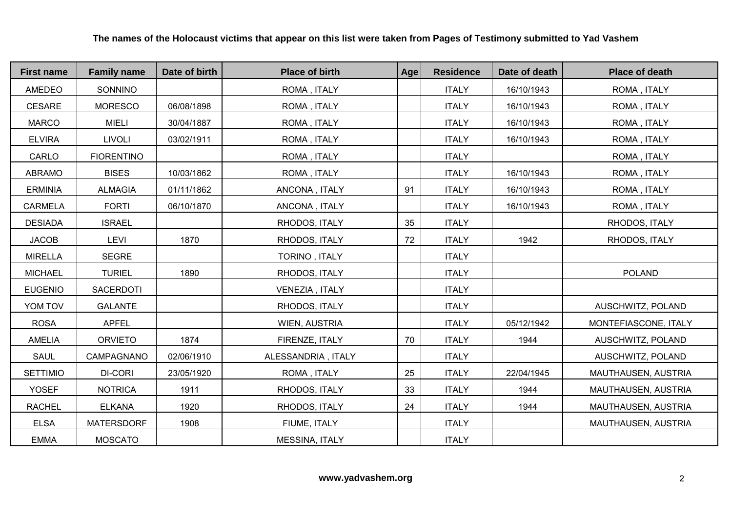**The names of the Holocaust victims that appear on this list were taken from Pages of Testimony submitted to Yad Vashem**

| First name | Family name | Date of birth | Place of birth | Age | Residence | Date of death | Place of death |
|---|---|---|---|---|---|---|---|
| AMEDEO | SONNINO | | ROMA , ITALY | | ITALY | 16/10/1943 | ROMA , ITALY |
| CESARE | MORESCO | 06/08/1898 | ROMA , ITALY | | ITALY | 16/10/1943 | ROMA , ITALY |
| MARCO | MIELI | 30/04/1887 | ROMA , ITALY | | ITALY | 16/10/1943 | ROMA , ITALY |
| ELVIRA | LIVOLI | 03/02/1911 | ROMA , ITALY | | ITALY | 16/10/1943 | ROMA , ITALY |
| CARLO | FIORENTINO | | ROMA , ITALY | | ITALY | | ROMA , ITALY |
| ABRAMO | BISES | 10/03/1862 | ROMA , ITALY | | ITALY | 16/10/1943 | ROMA , ITALY |
| ERMINIA | ALMAGIA | 01/11/1862 | ANCONA , ITALY | 91 | ITALY | 16/10/1943 | ROMA , ITALY |
| CARMELA | FORTI | 06/10/1870 | ANCONA , ITALY | | ITALY | 16/10/1943 | ROMA , ITALY |
| DESIADA | ISRAEL | | RHODOS, ITALY | 35 | ITALY | | RHODOS, ITALY |
| JACOB | LEVI | 1870 | RHODOS, ITALY | 72 | ITALY | 1942 | RHODOS, ITALY |
| MIRELLA | SEGRE | | TORINO , ITALY | | ITALY | | |
| MICHAEL | TURIEL | 1890 | RHODOS, ITALY | | ITALY | | POLAND |
| EUGENIO | SACERDOTI | | VENEZIA , ITALY | | ITALY | | |
| YOM TOV | GALANTE | | RHODOS, ITALY | | ITALY | | AUSCHWITZ, POLAND |
| ROSA | APFEL | | WIEN, AUSTRIA | | ITALY | 05/12/1942 | MONTEFIASCONE, ITALY |
| AMELIA | ORVIETO | 1874 | FIRENZE, ITALY | 70 | ITALY | 1944 | AUSCHWITZ, POLAND |
| SAUL | CAMPAGNANO | 02/06/1910 | ALESSANDRIA , ITALY | | ITALY | | AUSCHWITZ, POLAND |
| SETTIMIO | DI-CORI | 23/05/1920 | ROMA , ITALY | 25 | ITALY | 22/04/1945 | MAUTHAUSEN, AUSTRIA |
| YOSEF | NOTRICA | 1911 | RHODOS, ITALY | 33 | ITALY | 1944 | MAUTHAUSEN, AUSTRIA |
| RACHEL | ELKANA | 1920 | RHODOS, ITALY | 24 | ITALY | 1944 | MAUTHAUSEN, AUSTRIA |
| ELSA | MATERSDORF | 1908 | FIUME, ITALY | | ITALY | | MAUTHAUSEN, AUSTRIA |
| EMMA | MOSCATO | | MESSINA, ITALY | | ITALY | | |

**www.yadvashem.org**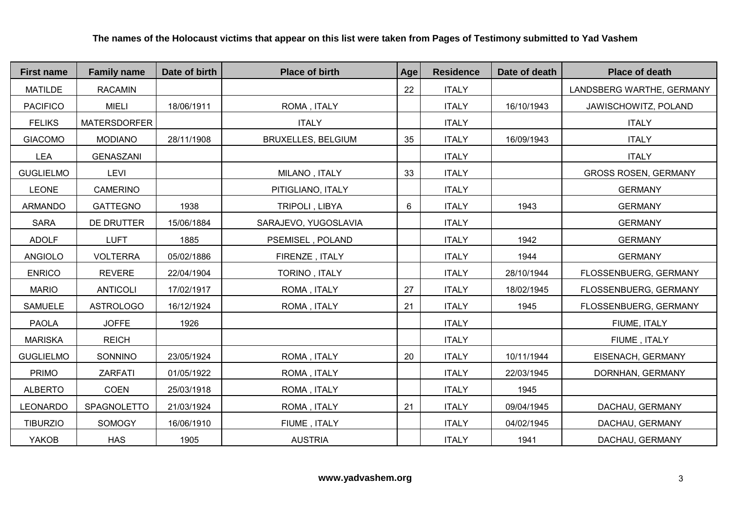**The names of the Holocaust victims that appear on this list were taken from Pages of Testimony submitted to Yad Vashem**

| First name | Family name | Date of birth | Place of birth | Age | Residence | Date of death | Place of death |
|---|---|---|---|---|---|---|---|
| MATILDE | RACAMIN | | | 22 | ITALY | | LANDSBERG WARTHE, GERMANY |
| PACIFICO | MIELI | 18/06/1911 | ROMA , ITALY | | ITALY | 16/10/1943 | JAWISCHOWITZ, POLAND |
| FELIKS | MATERSDORFER | | ITALY | | ITALY | | ITALY |
| GIACOMO | MODIANO | 28/11/1908 | BRUXELLES, BELGIUM | 35 | ITALY | 16/09/1943 | ITALY |
| LEA | GENASZANI | | | | ITALY | | ITALY |
| GUGLIELMO | LEVI | | MILANO , ITALY | 33 | ITALY | | GROSS ROSEN, GERMANY |
| LEONE | CAMERINO | | PITIGLIANO, ITALY | | ITALY | | GERMANY |
| ARMANDO | GATTEGNO | 1938 | TRIPOLI , LIBYA | 6 | ITALY | 1943 | GERMANY |
| SARA | DE DRUTTER | 15/06/1884 | SARAJEVO, YUGOSLAVIA | | ITALY | | GERMANY |
| ADOLF | LUFT | 1885 | PSEMISEL , POLAND | | ITALY | 1942 | GERMANY |
| ANGIOLO | VOLTERRA | 05/02/1886 | FIRENZE , ITALY | | ITALY | 1944 | GERMANY |
| ENRICO | REVERE | 22/04/1904 | TORINO , ITALY | | ITALY | 28/10/1944 | FLOSSENBUERG, GERMANY |
| MARIO | ANTICOLI | 17/02/1917 | ROMA , ITALY | 27 | ITALY | 18/02/1945 | FLOSSENBUERG, GERMANY |
| SAMUELE | ASTROLOGO | 16/12/1924 | ROMA , ITALY | 21 | ITALY | 1945 | FLOSSENBUERG, GERMANY |
| PAOLA | JOFFE | 1926 | | | ITALY | | FIUME, ITALY |
| MARISKA | REICH | | | | ITALY | | FIUME , ITALY |
| GUGLIELMO | SONNINO | 23/05/1924 | ROMA , ITALY | 20 | ITALY | 10/11/1944 | EISENACH, GERMANY |
| PRIMO | ZARFATI | 01/05/1922 | ROMA , ITALY | | ITALY | 22/03/1945 | DORNHAN, GERMANY |
| ALBERTO | COEN | 25/03/1918 | ROMA , ITALY | | ITALY | 1945 | |
| LEONARDO | SPAGNOLETTO | 21/03/1924 | ROMA , ITALY | 21 | ITALY | 09/04/1945 | DACHAU, GERMANY |
| TIBURZIO | SOMOGY | 16/06/1910 | FIUME , ITALY | | ITALY | 04/02/1945 | DACHAU, GERMANY |
| YAKOB | HAS | 1905 | AUSTRIA | | ITALY | 1941 | DACHAU, GERMANY |

**www.yadvashem.org**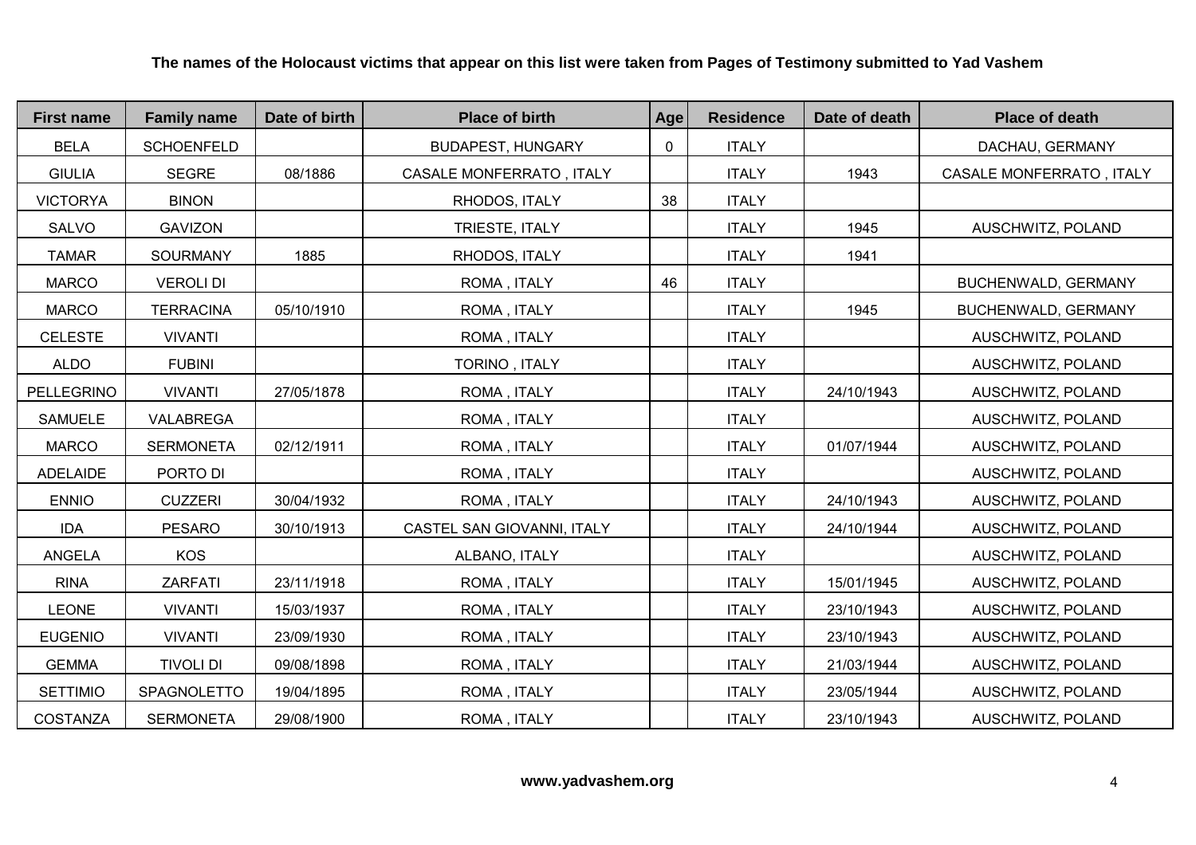**The names of the Holocaust victims that appear on this list were taken from Pages of Testimony submitted to Yad Vashem**

| First name | Family name | Date of birth | Place of birth | Age | Residence | Date of death | Place of death |
|---|---|---|---|---|---|---|---|
| BELA | SCHOENFELD | | BUDAPEST, HUNGARY | 0 | ITALY | | DACHAU, GERMANY |
| GIULIA | SEGRE | 08/1886 | CASALE MONFERRATO , ITALY | | ITALY | 1943 | CASALE MONFERRATO , ITALY |
| VICTORYA | BINON | | RHODOS, ITALY | 38 | ITALY | | |
| SALVO | GAVIZON | | TRIESTE, ITALY | | ITALY | 1945 | AUSCHWITZ, POLAND |
| TAMAR | SOURMANY | 1885 | RHODOS, ITALY | | ITALY | 1941 | |
| MARCO | VEROLI DI | | ROMA , ITALY | 46 | ITALY | | BUCHENWALD, GERMANY |
| MARCO | TERRACINA | 05/10/1910 | ROMA , ITALY | | ITALY | 1945 | BUCHENWALD, GERMANY |
| CELESTE | VIVANTI | | ROMA , ITALY | | ITALY | | AUSCHWITZ, POLAND |
| ALDO | FUBINI | | TORINO , ITALY | | ITALY | | AUSCHWITZ, POLAND |
| PELLEGRINO | VIVANTI | 27/05/1878 | ROMA , ITALY | | ITALY | 24/10/1943 | AUSCHWITZ, POLAND |
| SAMUELE | VALABREGA | | ROMA , ITALY | | ITALY | | AUSCHWITZ, POLAND |
| MARCO | SERMONETA | 02/12/1911 | ROMA , ITALY | | ITALY | 01/07/1944 | AUSCHWITZ, POLAND |
| ADELAIDE | PORTO DI | | ROMA , ITALY | | ITALY | | AUSCHWITZ, POLAND |
| ENNIO | CUZZERI | 30/04/1932 | ROMA , ITALY | | ITALY | 24/10/1943 | AUSCHWITZ, POLAND |
| IDA | PESARO | 30/10/1913 | CASTEL SAN GIOVANNI, ITALY | | ITALY | 24/10/1944 | AUSCHWITZ, POLAND |
| ANGELA | KOS | | ALBANO, ITALY | | ITALY | | AUSCHWITZ, POLAND |
| RINA | ZARFATI | 23/11/1918 | ROMA , ITALY | | ITALY | 15/01/1945 | AUSCHWITZ, POLAND |
| LEONE | VIVANTI | 15/03/1937 | ROMA , ITALY | | ITALY | 23/10/1943 | AUSCHWITZ, POLAND |
| EUGENIO | VIVANTI | 23/09/1930 | ROMA , ITALY | | ITALY | 23/10/1943 | AUSCHWITZ, POLAND |
| GEMMA | TIVOLI DI | 09/08/1898 | ROMA , ITALY | | ITALY | 21/03/1944 | AUSCHWITZ, POLAND |
| SETTIMIO | SPAGNOLETTO | 19/04/1895 | ROMA , ITALY | | ITALY | 23/05/1944 | AUSCHWITZ, POLAND |
| COSTANZA | SERMONETA | 29/08/1900 | ROMA , ITALY | | ITALY | 23/10/1943 | AUSCHWITZ, POLAND |

**www.yadvashem.org**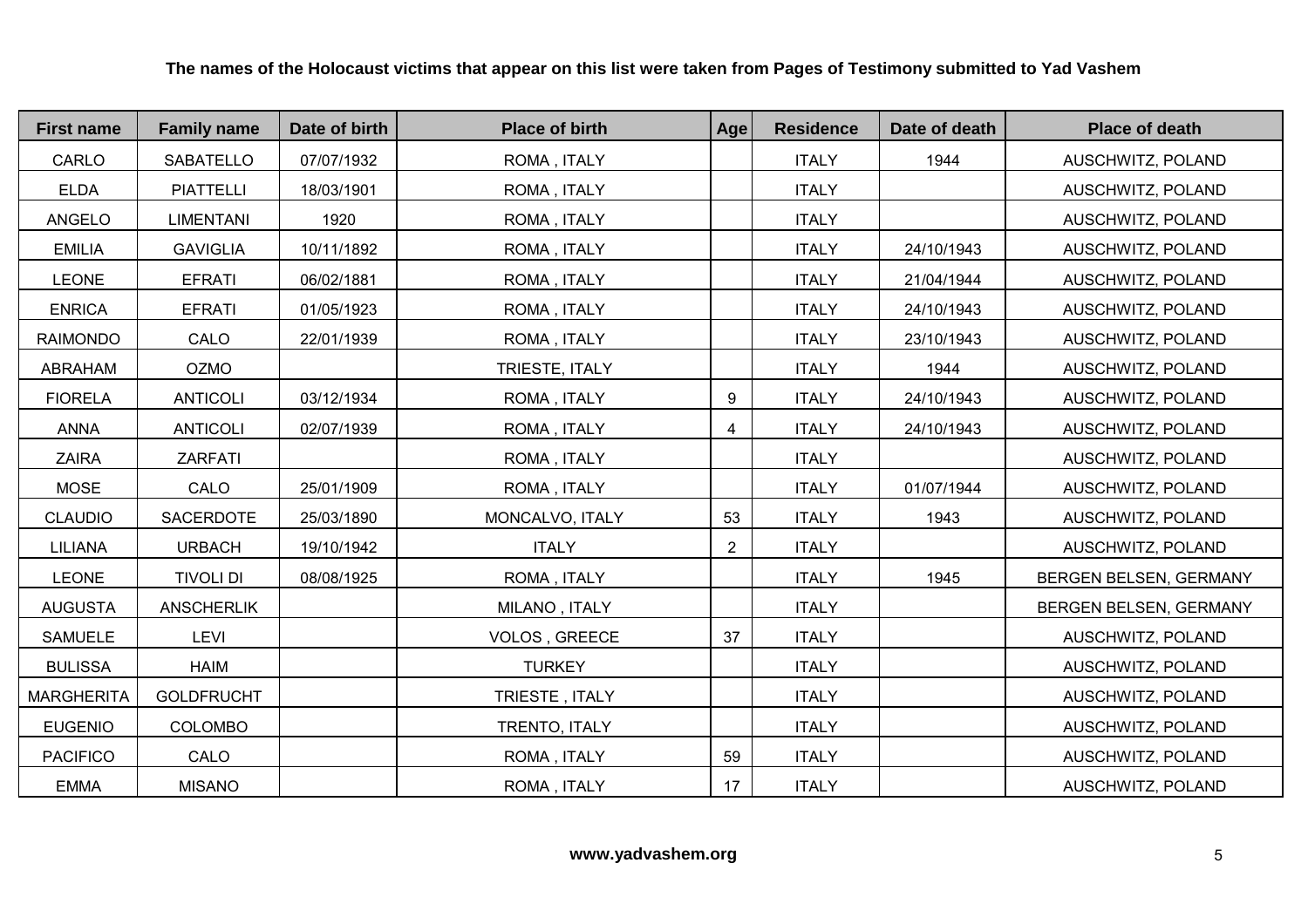**The names of the Holocaust victims that appear on this list were taken from Pages of Testimony submitted to Yad Vashem**

| First name | Family name | Date of birth | Place of birth | Age | Residence | Date of death | Place of death |
|---|---|---|---|---|---|---|---|
| CARLO | SABATELLO | 07/07/1932 | ROMA , ITALY | | ITALY | 1944 | AUSCHWITZ, POLAND |
| ELDA | PIATTELLI | 18/03/1901 | ROMA , ITALY | | ITALY | | AUSCHWITZ, POLAND |
| ANGELO | LIMENTANI | 1920 | ROMA , ITALY | | ITALY | | AUSCHWITZ, POLAND |
| EMILIA | GAVIGLIA | 10/11/1892 | ROMA , ITALY | | ITALY | 24/10/1943 | AUSCHWITZ, POLAND |
| LEONE | EFRATI | 06/02/1881 | ROMA , ITALY | | ITALY | 21/04/1944 | AUSCHWITZ, POLAND |
| ENRICA | EFRATI | 01/05/1923 | ROMA , ITALY | | ITALY | 24/10/1943 | AUSCHWITZ, POLAND |
| RAIMONDO | CALO | 22/01/1939 | ROMA , ITALY | | ITALY | 23/10/1943 | AUSCHWITZ, POLAND |
| ABRAHAM | OZMO | | TRIESTE, ITALY | | ITALY | 1944 | AUSCHWITZ, POLAND |
| FIORELA | ANTICOLI | 03/12/1934 | ROMA , ITALY | 9 | ITALY | 24/10/1943 | AUSCHWITZ, POLAND |
| ANNA | ANTICOLI | 02/07/1939 | ROMA , ITALY | 4 | ITALY | 24/10/1943 | AUSCHWITZ, POLAND |
| ZAIRA | ZARFATI | | ROMA , ITALY | | ITALY | | AUSCHWITZ, POLAND |
| MOSE | CALO | 25/01/1909 | ROMA , ITALY | | ITALY | 01/07/1944 | AUSCHWITZ, POLAND |
| CLAUDIO | SACERDOTE | 25/03/1890 | MONCALVO, ITALY | 53 | ITALY | 1943 | AUSCHWITZ, POLAND |
| LILIANA | URBACH | 19/10/1942 | ITALY | 2 | ITALY | | AUSCHWITZ, POLAND |
| LEONE | TIVOLI DI | 08/08/1925 | ROMA , ITALY | | ITALY | 1945 | BERGEN BELSEN, GERMANY |
| AUGUSTA | ANSCHERLIK | | MILANO , ITALY | | ITALY | | BERGEN BELSEN, GERMANY |
| SAMUELE | LEVI | | VOLOS , GREECE | 37 | ITALY | | AUSCHWITZ, POLAND |
| BULISSA | HAIM | | TURKEY | | ITALY | | AUSCHWITZ, POLAND |
| MARGHERITA | GOLDFRUCHT | | TRIESTE , ITALY | | ITALY | | AUSCHWITZ, POLAND |
| EUGENIO | COLOMBO | | TRENTO, ITALY | | ITALY | | AUSCHWITZ, POLAND |
| PACIFICO | CALO | | ROMA , ITALY | 59 | ITALY | | AUSCHWITZ, POLAND |
| EMMA | MISANO | | ROMA , ITALY | 17 | ITALY | | AUSCHWITZ, POLAND |

**www.yadvashem.org**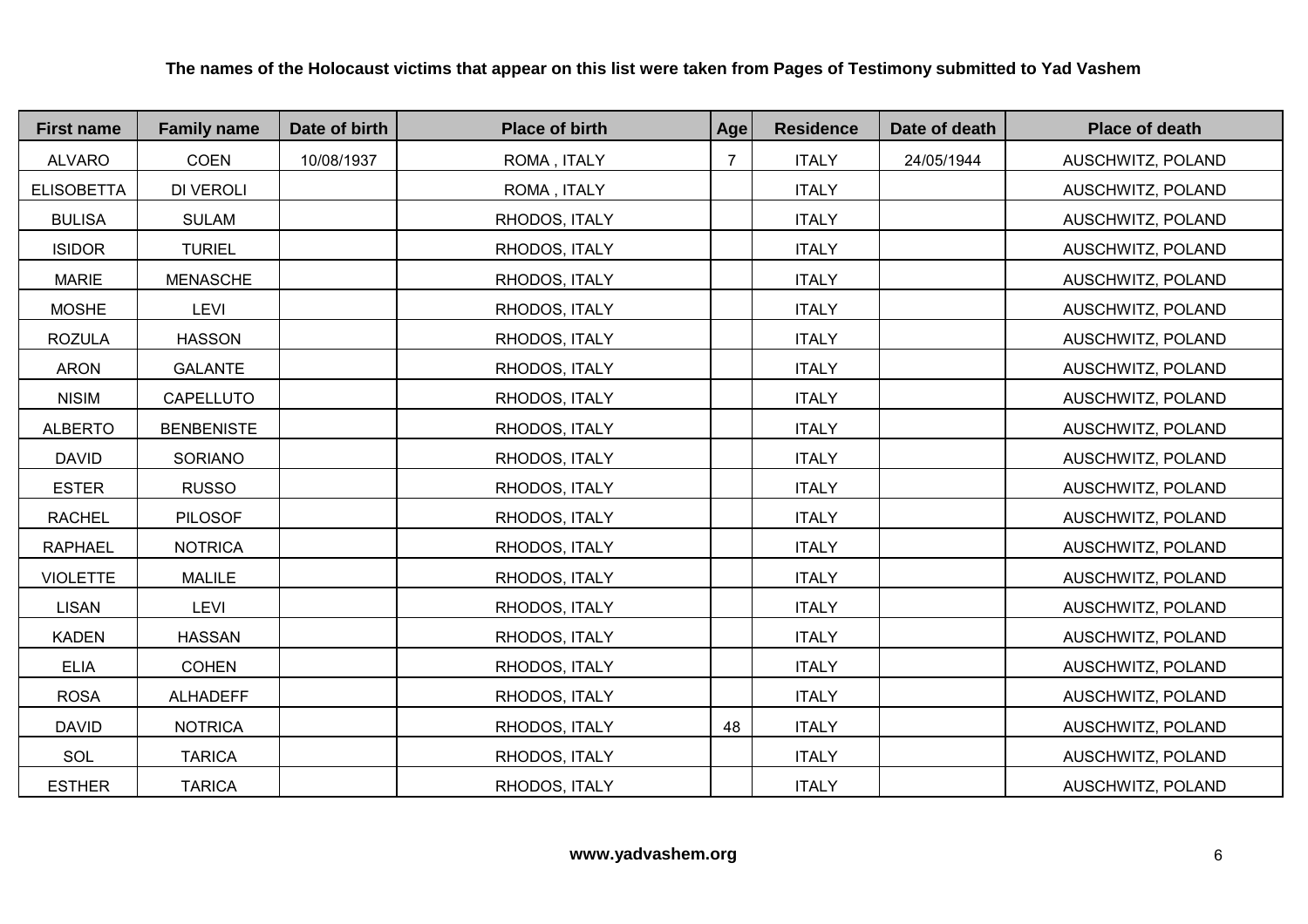**The names of the Holocaust victims that appear on this list were taken from Pages of Testimony submitted to Yad Vashem**

| First name | Family name | Date of birth | Place of birth | Age | Residence | Date of death | Place of death |
|---|---|---|---|---|---|---|---|
| ALVARO | COEN | 10/08/1937 | ROMA , ITALY | 7 | ITALY | 24/05/1944 | AUSCHWITZ, POLAND |
| ELISOBETTA | DI VEROLI | | ROMA , ITALY | | ITALY | | AUSCHWITZ, POLAND |
| BULISA | SULAM | | RHODOS, ITALY | | ITALY | | AUSCHWITZ, POLAND |
| ISIDOR | TURIEL | | RHODOS, ITALY | | ITALY | | AUSCHWITZ, POLAND |
| MARIE | MENASCHE | | RHODOS, ITALY | | ITALY | | AUSCHWITZ, POLAND |
| MOSHE | LEVI | | RHODOS, ITALY | | ITALY | | AUSCHWITZ, POLAND |
| ROZULA | HASSON | | RHODOS, ITALY | | ITALY | | AUSCHWITZ, POLAND |
| ARON | GALANTE | | RHODOS, ITALY | | ITALY | | AUSCHWITZ, POLAND |
| NISIM | CAPELLUTO | | RHODOS, ITALY | | ITALY | | AUSCHWITZ, POLAND |
| ALBERTO | BENBENISTE | | RHODOS, ITALY | | ITALY | | AUSCHWITZ, POLAND |
| DAVID | SORIANO | | RHODOS, ITALY | | ITALY | | AUSCHWITZ, POLAND |
| ESTER | RUSSO | | RHODOS, ITALY | | ITALY | | AUSCHWITZ, POLAND |
| RACHEL | PILOSOF | | RHODOS, ITALY | | ITALY | | AUSCHWITZ, POLAND |
| RAPHAEL | NOTRICA | | RHODOS, ITALY | | ITALY | | AUSCHWITZ, POLAND |
| VIOLETTE | MALILE | | RHODOS, ITALY | | ITALY | | AUSCHWITZ, POLAND |
| LISAN | LEVI | | RHODOS, ITALY | | ITALY | | AUSCHWITZ, POLAND |
| KADEN | HASSAN | | RHODOS, ITALY | | ITALY | | AUSCHWITZ, POLAND |
| ELIA | COHEN | | RHODOS, ITALY | | ITALY | | AUSCHWITZ, POLAND |
| ROSA | ALHADEFF | | RHODOS, ITALY | | ITALY | | AUSCHWITZ, POLAND |
| DAVID | NOTRICA | | RHODOS, ITALY | 48 | ITALY | | AUSCHWITZ, POLAND |
| SOL | TARICA | | RHODOS, ITALY | | ITALY | | AUSCHWITZ, POLAND |
| ESTHER | TARICA | | RHODOS, ITALY | | ITALY | | AUSCHWITZ, POLAND |

**www.yadvashem.org**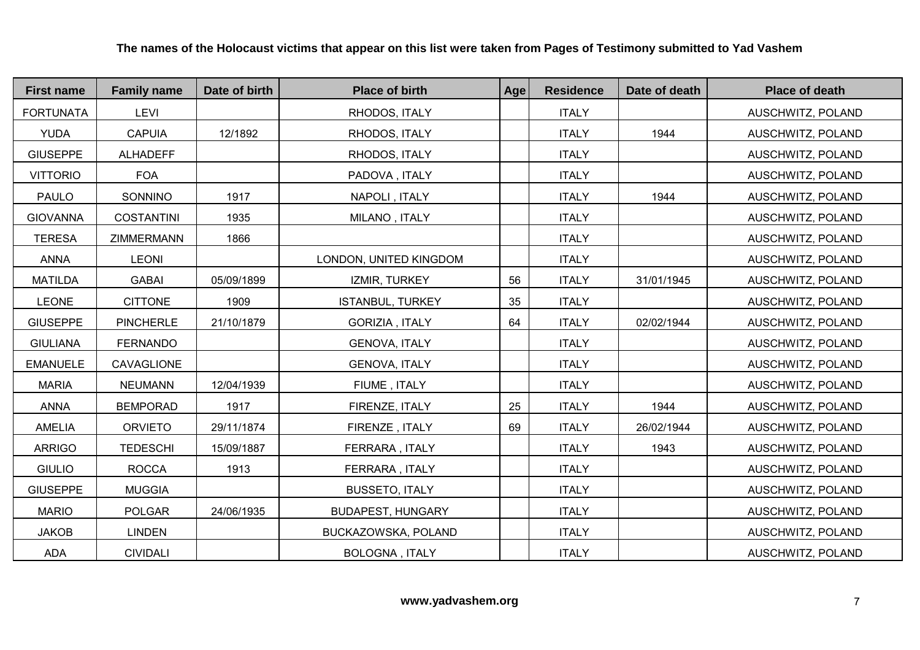**The names of the Holocaust victims that appear on this list were taken from Pages of Testimony submitted to Yad Vashem**

| First name | Family name | Date of birth | Place of birth | Age | Residence | Date of death | Place of death |
|---|---|---|---|---|---|---|---|
| FORTUNATA | LEVI | | RHODOS, ITALY | | ITALY | | AUSCHWITZ, POLAND |
| YUDA | CAPUIA | 12/1892 | RHODOS, ITALY | | ITALY | 1944 | AUSCHWITZ, POLAND |
| GIUSEPPE | ALHADEFF | | RHODOS, ITALY | | ITALY | | AUSCHWITZ, POLAND |
| VITTORIO | FOA | | PADOVA , ITALY | | ITALY | | AUSCHWITZ, POLAND |
| PAULO | SONNINO | 1917 | NAPOLI , ITALY | | ITALY | 1944 | AUSCHWITZ, POLAND |
| GIOVANNA | COSTANTINI | 1935 | MILANO , ITALY | | ITALY | | AUSCHWITZ, POLAND |
| TERESA | ZIMMERMANN | 1866 | | | ITALY | | AUSCHWITZ, POLAND |
| ANNA | LEONI | | LONDON, UNITED KINGDOM | | ITALY | | AUSCHWITZ, POLAND |
| MATILDA | GABAI | 05/09/1899 | IZMIR, TURKEY | 56 | ITALY | 31/01/1945 | AUSCHWITZ, POLAND |
| LEONE | CITTONE | 1909 | ISTANBUL, TURKEY | 35 | ITALY | | AUSCHWITZ, POLAND |
| GIUSEPPE | PINCHERLE | 21/10/1879 | GORIZIA , ITALY | 64 | ITALY | 02/02/1944 | AUSCHWITZ, POLAND |
| GIULIANA | FERNANDO | | GENOVA, ITALY | | ITALY | | AUSCHWITZ, POLAND |
| EMANUELE | CAVAGLIONE | | GENOVA, ITALY | | ITALY | | AUSCHWITZ, POLAND |
| MARIA | NEUMANN | 12/04/1939 | FIUME , ITALY | | ITALY | | AUSCHWITZ, POLAND |
| ANNA | BEMPORAD | 1917 | FIRENZE, ITALY | 25 | ITALY | 1944 | AUSCHWITZ, POLAND |
| AMELIA | ORVIETO | 29/11/1874 | FIRENZE , ITALY | 69 | ITALY | 26/02/1944 | AUSCHWITZ, POLAND |
| ARRIGO | TEDESCHI | 15/09/1887 | FERRARA , ITALY | | ITALY | 1943 | AUSCHWITZ, POLAND |
| GIULIO | ROCCA | 1913 | FERRARA , ITALY | | ITALY | | AUSCHWITZ, POLAND |
| GIUSEPPE | MUGGIA | | BUSSETO, ITALY | | ITALY | | AUSCHWITZ, POLAND |
| MARIO | POLGAR | 24/06/1935 | BUDAPEST, HUNGARY | | ITALY | | AUSCHWITZ, POLAND |
| JAKOB | LINDEN | | BUCKAZOWSKA, POLAND | | ITALY | | AUSCHWITZ, POLAND |
| ADA | CIVIDALI | | BOLOGNA , ITALY | | ITALY | | AUSCHWITZ, POLAND |

**www.yadvashem.org**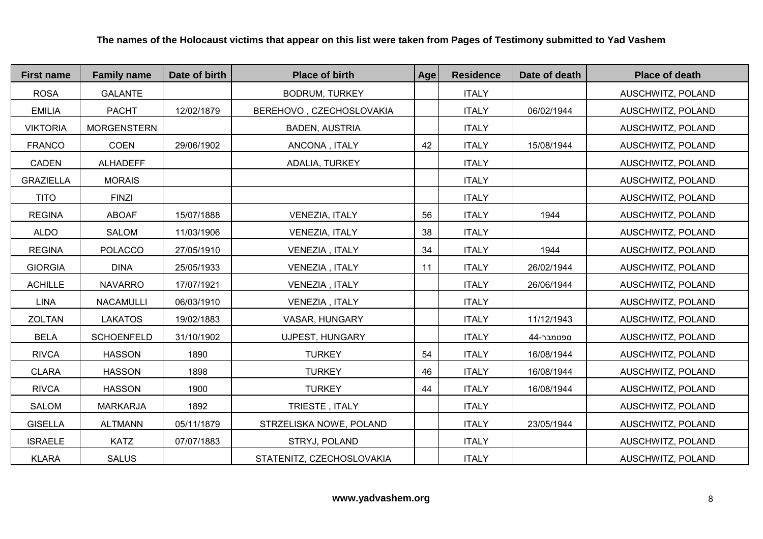**The names of the Holocaust victims that appear on this list were taken from Pages of Testimony submitted to Yad Vashem**

| First name | Family name | Date of birth | Place of birth | Age | Residence | Date of death | Place of death |
|---|---|---|---|---|---|---|---|
| ROSA | GALANTE | | BODRUM, TURKEY | | ITALY | | AUSCHWITZ, POLAND |
| EMILIA | PACHT | 12/02/1879 | BEREHOVO , CZECHOSLOVAKIA | | ITALY | 06/02/1944 | AUSCHWITZ, POLAND |
| VIKTORIA | MORGENSTERN | | BADEN, AUSTRIA | | ITALY | | AUSCHWITZ, POLAND |
| FRANCO | COEN | 29/06/1902 | ANCONA , ITALY | 42 | ITALY | 15/08/1944 | AUSCHWITZ, POLAND |
| CADEN | ALHADEFF | | ADALIA, TURKEY | | ITALY | | AUSCHWITZ, POLAND |
| GRAZIELLA | MORAIS | | | | ITALY | | AUSCHWITZ, POLAND |
| TITO | FINZI | | | | ITALY | | AUSCHWITZ, POLAND |
| REGINA | ABOAF | 15/07/1888 | VENEZIA, ITALY | 56 | ITALY | 1944 | AUSCHWITZ, POLAND |
| ALDO | SALOM | 11/03/1906 | VENEZIA, ITALY | 38 | ITALY | | AUSCHWITZ, POLAND |
| REGINA | POLACCO | 27/05/1910 | VENEZIA , ITALY | 34 | ITALY | 1944 | AUSCHWITZ, POLAND |
| GIORGIA | DINA | 25/05/1933 | VENEZIA , ITALY | 11 | ITALY | 26/02/1944 | AUSCHWITZ, POLAND |
| ACHILLE | NAVARRO | 17/07/1921 | VENEZIA , ITALY | | ITALY | 26/06/1944 | AUSCHWITZ, POLAND |
| LINA | NACAMULLI | 06/03/1910 | VENEZIA , ITALY | | ITALY | | AUSCHWITZ, POLAND |
| ZOLTAN | LAKATOS | 19/02/1883 | VASAR, HUNGARY | | ITALY | 11/12/1943 | AUSCHWITZ, POLAND |
| BELA | SCHOENFELD | 31/10/1902 | UJPEST, HUNGARY | | ITALY | ספטמבר-44 | AUSCHWITZ, POLAND |
| RIVCA | HASSON | 1890 | TURKEY | 54 | ITALY | 16/08/1944 | AUSCHWITZ, POLAND |
| CLARA | HASSON | 1898 | TURKEY | 46 | ITALY | 16/08/1944 | AUSCHWITZ, POLAND |
| RIVCA | HASSON | 1900 | TURKEY | 44 | ITALY | 16/08/1944 | AUSCHWITZ, POLAND |
| SALOM | MARKARJA | 1892 | TRIESTE , ITALY | | ITALY | | AUSCHWITZ, POLAND |
| GISELLA | ALTMANN | 05/11/1879 | STRZELISKA NOWE, POLAND | | ITALY | 23/05/1944 | AUSCHWITZ, POLAND |
| ISRAELE | KATZ | 07/07/1883 | STRYJ, POLAND | | ITALY | | AUSCHWITZ, POLAND |
| KLARA | SALUS | | STATENITZ, CZECHOSLOVAKIA | | ITALY | | AUSCHWITZ, POLAND |

**www.yadvashem.org**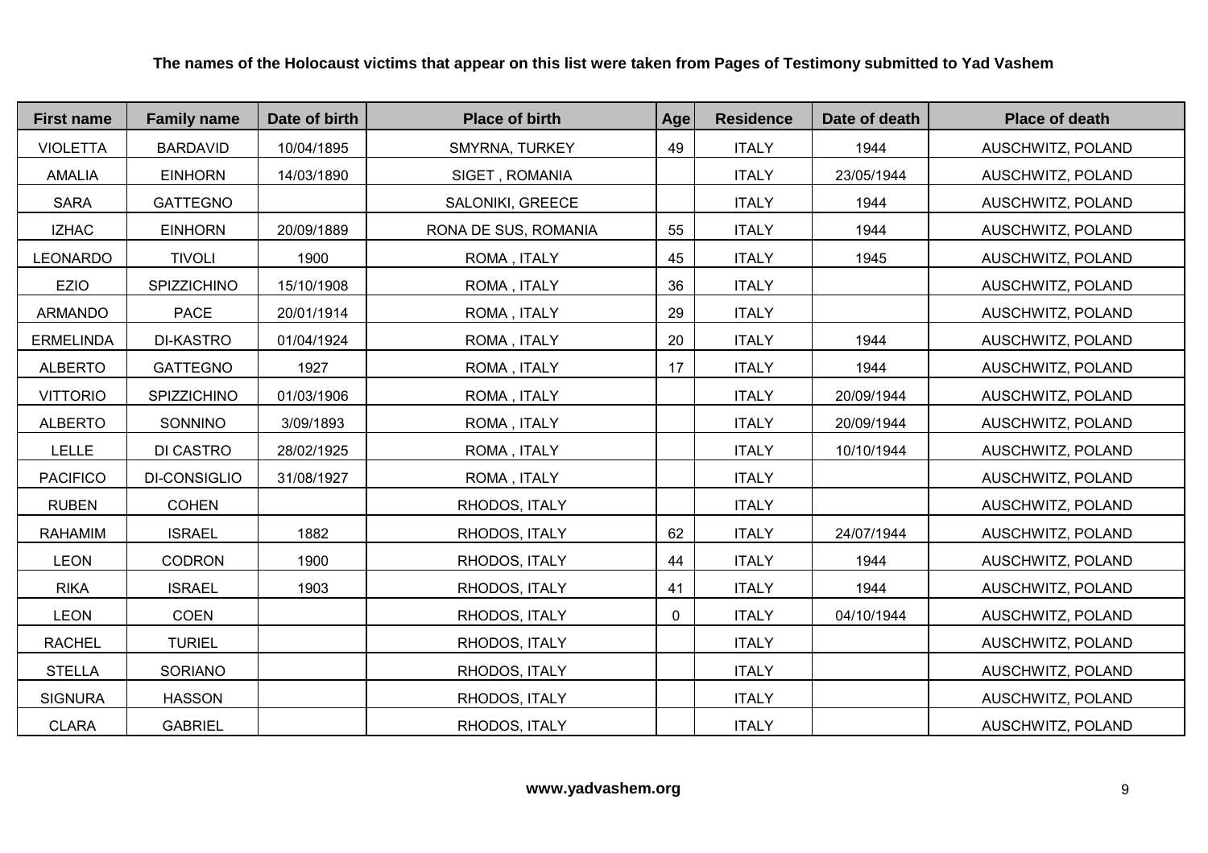**The names of the Holocaust victims that appear on this list were taken from Pages of Testimony submitted to Yad Vashem**

| First name | Family name | Date of birth | Place of birth | Age | Residence | Date of death | Place of death |
|---|---|---|---|---|---|---|---|
| VIOLETTA | BARDAVID | 10/04/1895 | SMYRNA, TURKEY | 49 | ITALY | 1944 | AUSCHWITZ, POLAND |
| AMALIA | EINHORN | 14/03/1890 | SIGET , ROMANIA | | ITALY | 23/05/1944 | AUSCHWITZ, POLAND |
| SARA | GATTEGNO | | SALONIKI, GREECE | | ITALY | 1944 | AUSCHWITZ, POLAND |
| IZHAC | EINHORN | 20/09/1889 | RONA DE SUS, ROMANIA | 55 | ITALY | 1944 | AUSCHWITZ, POLAND |
| LEONARDO | TIVOLI | 1900 | ROMA , ITALY | 45 | ITALY | 1945 | AUSCHWITZ, POLAND |
| EZIO | SPIZZICHINO | 15/10/1908 | ROMA , ITALY | 36 | ITALY | | AUSCHWITZ, POLAND |
| ARMANDO | PACE | 20/01/1914 | ROMA , ITALY | 29 | ITALY | | AUSCHWITZ, POLAND |
| ERMELINDA | DI-KASTRO | 01/04/1924 | ROMA , ITALY | 20 | ITALY | 1944 | AUSCHWITZ, POLAND |
| ALBERTO | GATTEGNO | 1927 | ROMA , ITALY | 17 | ITALY | 1944 | AUSCHWITZ, POLAND |
| VITTORIO | SPIZZICHINO | 01/03/1906 | ROMA , ITALY | | ITALY | 20/09/1944 | AUSCHWITZ, POLAND |
| ALBERTO | SONNINO | 3/09/1893 | ROMA , ITALY | | ITALY | 20/09/1944 | AUSCHWITZ, POLAND |
| LELLE | DI CASTRO | 28/02/1925 | ROMA , ITALY | | ITALY | 10/10/1944 | AUSCHWITZ, POLAND |
| PACIFICO | DI-CONSIGLIO | 31/08/1927 | ROMA , ITALY | | ITALY | | AUSCHWITZ, POLAND |
| RUBEN | COHEN | | RHODOS, ITALY | | ITALY | | AUSCHWITZ, POLAND |
| RAHAMIM | ISRAEL | 1882 | RHODOS, ITALY | 62 | ITALY | 24/07/1944 | AUSCHWITZ, POLAND |
| LEON | CODRON | 1900 | RHODOS, ITALY | 44 | ITALY | 1944 | AUSCHWITZ, POLAND |
| RIKA | ISRAEL | 1903 | RHODOS, ITALY | 41 | ITALY | 1944 | AUSCHWITZ, POLAND |
| LEON | COEN | | RHODOS, ITALY | 0 | ITALY | 04/10/1944 | AUSCHWITZ, POLAND |
| RACHEL | TURIEL | | RHODOS, ITALY | | ITALY | | AUSCHWITZ, POLAND |
| STELLA | SORIANO | | RHODOS, ITALY | | ITALY | | AUSCHWITZ, POLAND |
| SIGNURA | HASSON | | RHODOS, ITALY | | ITALY | | AUSCHWITZ, POLAND |
| CLARA | GABRIEL | | RHODOS, ITALY | | ITALY | | AUSCHWITZ, POLAND |

**www.yadvashem.org**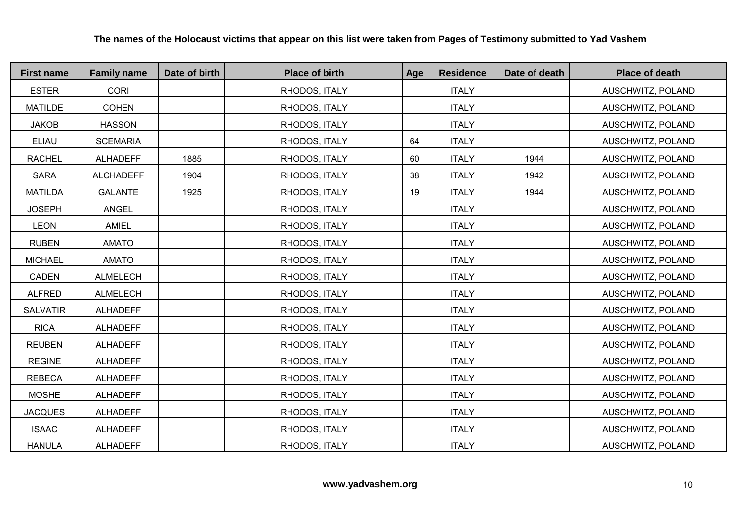**The names of the Holocaust victims that appear on this list were taken from Pages of Testimony submitted to Yad Vashem**

| First name | Family name | Date of birth | Place of birth | Age | Residence | Date of death | Place of death |
|---|---|---|---|---|---|---|---|
| ESTER | CORI | | RHODOS, ITALY | | ITALY | | AUSCHWITZ, POLAND |
| MATILDE | COHEN | | RHODOS, ITALY | | ITALY | | AUSCHWITZ, POLAND |
| JAKOB | HASSON | | RHODOS, ITALY | | ITALY | | AUSCHWITZ, POLAND |
| ELIAU | SCEMARIA | | RHODOS, ITALY | 64 | ITALY | | AUSCHWITZ, POLAND |
| RACHEL | ALHADEFF | 1885 | RHODOS, ITALY | 60 | ITALY | 1944 | AUSCHWITZ, POLAND |
| SARA | ALCHADEFF | 1904 | RHODOS, ITALY | 38 | ITALY | 1942 | AUSCHWITZ, POLAND |
| MATILDA | GALANTE | 1925 | RHODOS, ITALY | 19 | ITALY | 1944 | AUSCHWITZ, POLAND |
| JOSEPH | ANGEL | | RHODOS, ITALY | | ITALY | | AUSCHWITZ, POLAND |
| LEON | AMIEL | | RHODOS, ITALY | | ITALY | | AUSCHWITZ, POLAND |
| RUBEN | AMATO | | RHODOS, ITALY | | ITALY | | AUSCHWITZ, POLAND |
| MICHAEL | AMATO | | RHODOS, ITALY | | ITALY | | AUSCHWITZ, POLAND |
| CADEN | ALMELECH | | RHODOS, ITALY | | ITALY | | AUSCHWITZ, POLAND |
| ALFRED | ALMELECH | | RHODOS, ITALY | | ITALY | | AUSCHWITZ, POLAND |
| SALVATIR | ALHADEFF | | RHODOS, ITALY | | ITALY | | AUSCHWITZ, POLAND |
| RICA | ALHADEFF | | RHODOS, ITALY | | ITALY | | AUSCHWITZ, POLAND |
| REUBEN | ALHADEFF | | RHODOS, ITALY | | ITALY | | AUSCHWITZ, POLAND |
| REGINE | ALHADEFF | | RHODOS, ITALY | | ITALY | | AUSCHWITZ, POLAND |
| REBECA | ALHADEFF | | RHODOS, ITALY | | ITALY | | AUSCHWITZ, POLAND |
| MOSHE | ALHADEFF | | RHODOS, ITALY | | ITALY | | AUSCHWITZ, POLAND |
| JACQUES | ALHADEFF | | RHODOS, ITALY | | ITALY | | AUSCHWITZ, POLAND |
| ISAAC | ALHADEFF | | RHODOS, ITALY | | ITALY | | AUSCHWITZ, POLAND |
| HANULA | ALHADEFF | | RHODOS, ITALY | | ITALY | | AUSCHWITZ, POLAND |

**www.yadvashem.org**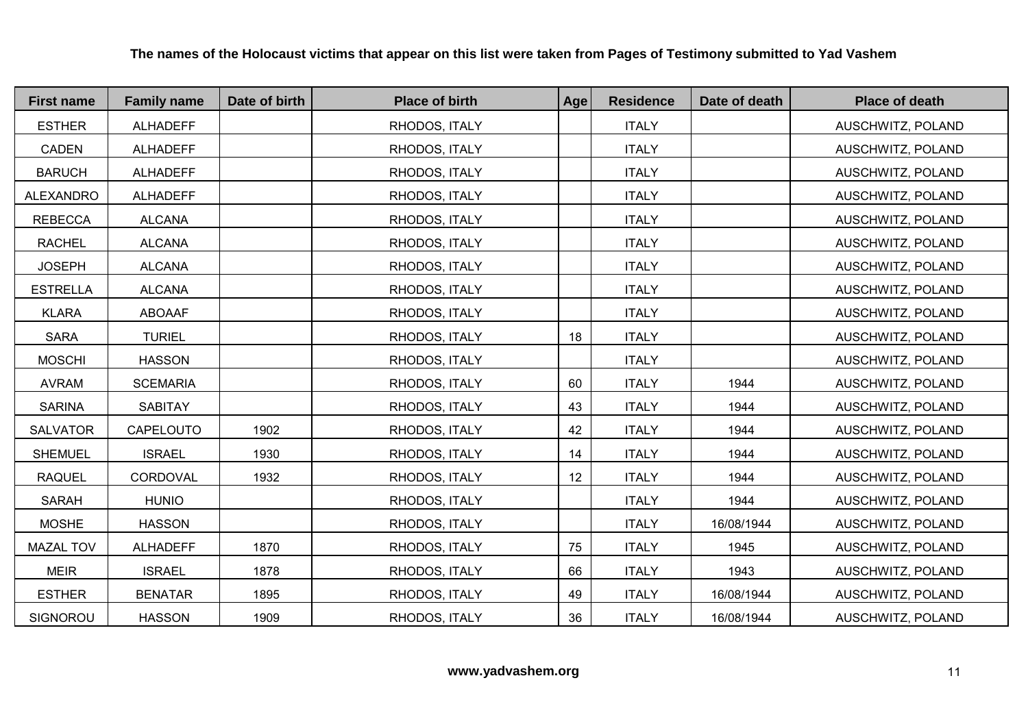**The names of the Holocaust victims that appear on this list were taken from Pages of Testimony submitted to Yad Vashem**

| First name | Family name | Date of birth | Place of birth | Age | Residence | Date of death | Place of death |
|---|---|---|---|---|---|---|---|
| ESTHER | ALHADEFF | | RHODOS, ITALY | | ITALY | | AUSCHWITZ, POLAND |
| CADEN | ALHADEFF | | RHODOS, ITALY | | ITALY | | AUSCHWITZ, POLAND |
| BARUCH | ALHADEFF | | RHODOS, ITALY | | ITALY | | AUSCHWITZ, POLAND |
| ALEXANDRO | ALHADEFF | | RHODOS, ITALY | | ITALY | | AUSCHWITZ, POLAND |
| REBECCA | ALCANA | | RHODOS, ITALY | | ITALY | | AUSCHWITZ, POLAND |
| RACHEL | ALCANA | | RHODOS, ITALY | | ITALY | | AUSCHWITZ, POLAND |
| JOSEPH | ALCANA | | RHODOS, ITALY | | ITALY | | AUSCHWITZ, POLAND |
| ESTRELLA | ALCANA | | RHODOS, ITALY | | ITALY | | AUSCHWITZ, POLAND |
| KLARA | ABOAAF | | RHODOS, ITALY | | ITALY | | AUSCHWITZ, POLAND |
| SARA | TURIEL | | RHODOS, ITALY | 18 | ITALY | | AUSCHWITZ, POLAND |
| MOSCHI | HASSON | | RHODOS, ITALY | | ITALY | | AUSCHWITZ, POLAND |
| AVRAM | SCEMARIA | | RHODOS, ITALY | 60 | ITALY | 1944 | AUSCHWITZ, POLAND |
| SARINA | SABITAY | | RHODOS, ITALY | 43 | ITALY | 1944 | AUSCHWITZ, POLAND |
| SALVATOR | CAPELOUTO | 1902 | RHODOS, ITALY | 42 | ITALY | 1944 | AUSCHWITZ, POLAND |
| SHEMUEL | ISRAEL | 1930 | RHODOS, ITALY | 14 | ITALY | 1944 | AUSCHWITZ, POLAND |
| RAQUEL | CORDOVAL | 1932 | RHODOS, ITALY | 12 | ITALY | 1944 | AUSCHWITZ, POLAND |
| SARAH | HUNIO | | RHODOS, ITALY | | ITALY | 1944 | AUSCHWITZ, POLAND |
| MOSHE | HASSON | | RHODOS, ITALY | | ITALY | 16/08/1944 | AUSCHWITZ, POLAND |
| MAZAL TOV | ALHADEFF | 1870 | RHODOS, ITALY | 75 | ITALY | 1945 | AUSCHWITZ, POLAND |
| MEIR | ISRAEL | 1878 | RHODOS, ITALY | 66 | ITALY | 1943 | AUSCHWITZ, POLAND |
| ESTHER | BENATAR | 1895 | RHODOS, ITALY | 49 | ITALY | 16/08/1944 | AUSCHWITZ, POLAND |
| SIGNOROU | HASSON | 1909 | RHODOS, ITALY | 36 | ITALY | 16/08/1944 | AUSCHWITZ, POLAND |

**www.yadvashem.org**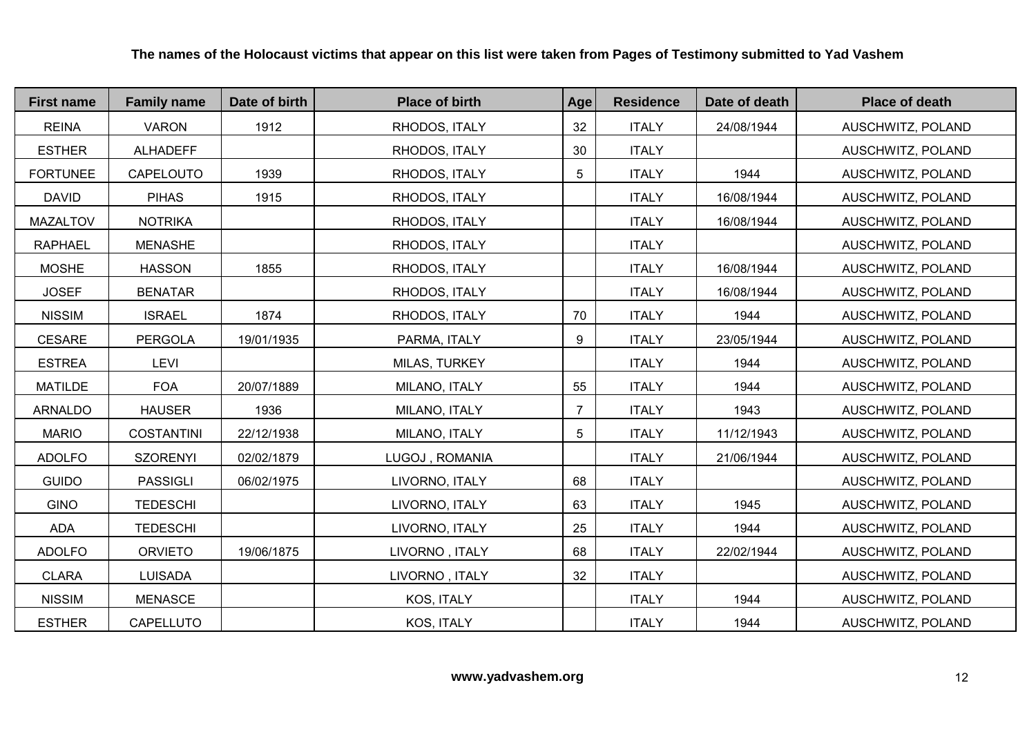**The names of the Holocaust victims that appear on this list were taken from Pages of Testimony submitted to Yad Vashem**

| First name | Family name | Date of birth | Place of birth | Age | Residence | Date of death | Place of death |
|---|---|---|---|---|---|---|---|
| REINA | VARON | 1912 | RHODOS, ITALY | 32 | ITALY | 24/08/1944 | AUSCHWITZ, POLAND |
| ESTHER | ALHADEFF | | RHODOS, ITALY | 30 | ITALY | | AUSCHWITZ, POLAND |
| FORTUNEE | CAPELOUTO | 1939 | RHODOS, ITALY | 5 | ITALY | 1944 | AUSCHWITZ, POLAND |
| DAVID | PIHAS | 1915 | RHODOS, ITALY | | ITALY | 16/08/1944 | AUSCHWITZ, POLAND |
| MAZALTOV | NOTRIKA | | RHODOS, ITALY | | ITALY | 16/08/1944 | AUSCHWITZ, POLAND |
| RAPHAEL | MENASHE | | RHODOS, ITALY | | ITALY | | AUSCHWITZ, POLAND |
| MOSHE | HASSON | 1855 | RHODOS, ITALY | | ITALY | 16/08/1944 | AUSCHWITZ, POLAND |
| JOSEF | BENATAR | | RHODOS, ITALY | | ITALY | 16/08/1944 | AUSCHWITZ, POLAND |
| NISSIM | ISRAEL | 1874 | RHODOS, ITALY | 70 | ITALY | 1944 | AUSCHWITZ, POLAND |
| CESARE | PERGOLA | 19/01/1935 | PARMA, ITALY | 9 | ITALY | 23/05/1944 | AUSCHWITZ, POLAND |
| ESTREA | LEVI | | MILAS, TURKEY | | ITALY | 1944 | AUSCHWITZ, POLAND |
| MATILDE | FOA | 20/07/1889 | MILANO, ITALY | 55 | ITALY | 1944 | AUSCHWITZ, POLAND |
| ARNALDO | HAUSER | 1936 | MILANO, ITALY | 7 | ITALY | 1943 | AUSCHWITZ, POLAND |
| MARIO | COSTANTINI | 22/12/1938 | MILANO, ITALY | 5 | ITALY | 11/12/1943 | AUSCHWITZ, POLAND |
| ADOLFO | SZORENYI | 02/02/1879 | LUGOJ , ROMANIA | | ITALY | 21/06/1944 | AUSCHWITZ, POLAND |
| GUIDO | PASSIGLI | 06/02/1975 | LIVORNO, ITALY | 68 | ITALY | | AUSCHWITZ, POLAND |
| GINO | TEDESCHI | | LIVORNO, ITALY | 63 | ITALY | 1945 | AUSCHWITZ, POLAND |
| ADA | TEDESCHI | | LIVORNO, ITALY | 25 | ITALY | 1944 | AUSCHWITZ, POLAND |
| ADOLFO | ORVIETO | 19/06/1875 | LIVORNO , ITALY | 68 | ITALY | 22/02/1944 | AUSCHWITZ, POLAND |
| CLARA | LUISADA | | LIVORNO , ITALY | 32 | ITALY | | AUSCHWITZ, POLAND |
| NISSIM | MENASCE | | KOS, ITALY | | ITALY | 1944 | AUSCHWITZ, POLAND |
| ESTHER | CAPELLUTO | | KOS, ITALY | | ITALY | 1944 | AUSCHWITZ, POLAND |

**www.yadvashem.org**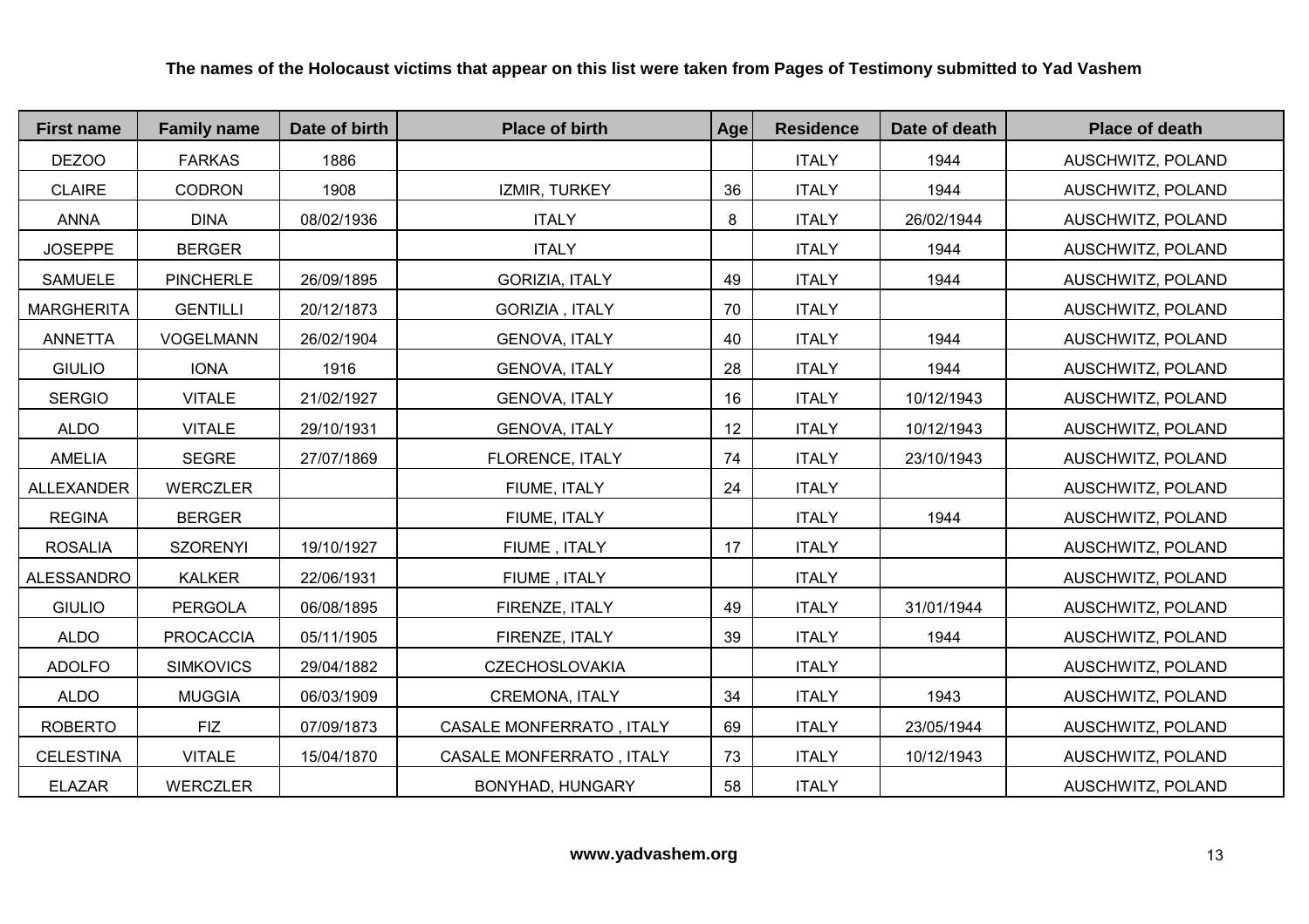**The names of the Holocaust victims that appear on this list were taken from Pages of Testimony submitted to Yad Vashem**

| First name | Family name | Date of birth | Place of birth | Age | Residence | Date of death | Place of death |
|---|---|---|---|---|---|---|---|
| DEZOO | FARKAS | 1886 | | | ITALY | 1944 | AUSCHWITZ, POLAND |
| CLAIRE | CODRON | 1908 | IZMIR, TURKEY | 36 | ITALY | 1944 | AUSCHWITZ, POLAND |
| ANNA | DINA | 08/02/1936 | ITALY | 8 | ITALY | 26/02/1944 | AUSCHWITZ, POLAND |
| JOSEPPE | BERGER | | ITALY | | ITALY | 1944 | AUSCHWITZ, POLAND |
| SAMUELE | PINCHERLE | 26/09/1895 | GORIZIA, ITALY | 49 | ITALY | 1944 | AUSCHWITZ, POLAND |
| MARGHERITA | GENTILLI | 20/12/1873 | GORIZIA , ITALY | 70 | ITALY | | AUSCHWITZ, POLAND |
| ANNETTA | VOGELMANN | 26/02/1904 | GENOVA, ITALY | 40 | ITALY | 1944 | AUSCHWITZ, POLAND |
| GIULIO | IONA | 1916 | GENOVA, ITALY | 28 | ITALY | 1944 | AUSCHWITZ, POLAND |
| SERGIO | VITALE | 21/02/1927 | GENOVA, ITALY | 16 | ITALY | 10/12/1943 | AUSCHWITZ, POLAND |
| ALDO | VITALE | 29/10/1931 | GENOVA, ITALY | 12 | ITALY | 10/12/1943 | AUSCHWITZ, POLAND |
| AMELIA | SEGRE | 27/07/1869 | FLORENCE, ITALY | 74 | ITALY | 23/10/1943 | AUSCHWITZ, POLAND |
| ALLEXANDER | WERCZLER | | FIUME, ITALY | 24 | ITALY | | AUSCHWITZ, POLAND |
| REGINA | BERGER | | FIUME, ITALY | | ITALY | 1944 | AUSCHWITZ, POLAND |
| ROSALIA | SZORENYI | 19/10/1927 | FIUME , ITALY | 17 | ITALY | | AUSCHWITZ, POLAND |
| ALESSANDRO | KALKER | 22/06/1931 | FIUME , ITALY | | ITALY | | AUSCHWITZ, POLAND |
| GIULIO | PERGOLA | 06/08/1895 | FIRENZE, ITALY | 49 | ITALY | 31/01/1944 | AUSCHWITZ, POLAND |
| ALDO | PROCACCIA | 05/11/1905 | FIRENZE, ITALY | 39 | ITALY | 1944 | AUSCHWITZ, POLAND |
| ADOLFO | SIMKOVICS | 29/04/1882 | CZECHOSLOVAKIA | | ITALY | | AUSCHWITZ, POLAND |
| ALDO | MUGGIA | 06/03/1909 | CREMONA, ITALY | 34 | ITALY | 1943 | AUSCHWITZ, POLAND |
| ROBERTO | FIZ | 07/09/1873 | CASALE MONFERRATO , ITALY | 69 | ITALY | 23/05/1944 | AUSCHWITZ, POLAND |
| CELESTINA | VITALE | 15/04/1870 | CASALE MONFERRATO , ITALY | 73 | ITALY | 10/12/1943 | AUSCHWITZ, POLAND |
| ELAZAR | WERCZLER | | BONYHAD, HUNGARY | 58 | ITALY | | AUSCHWITZ, POLAND |

**www.yadvashem.org**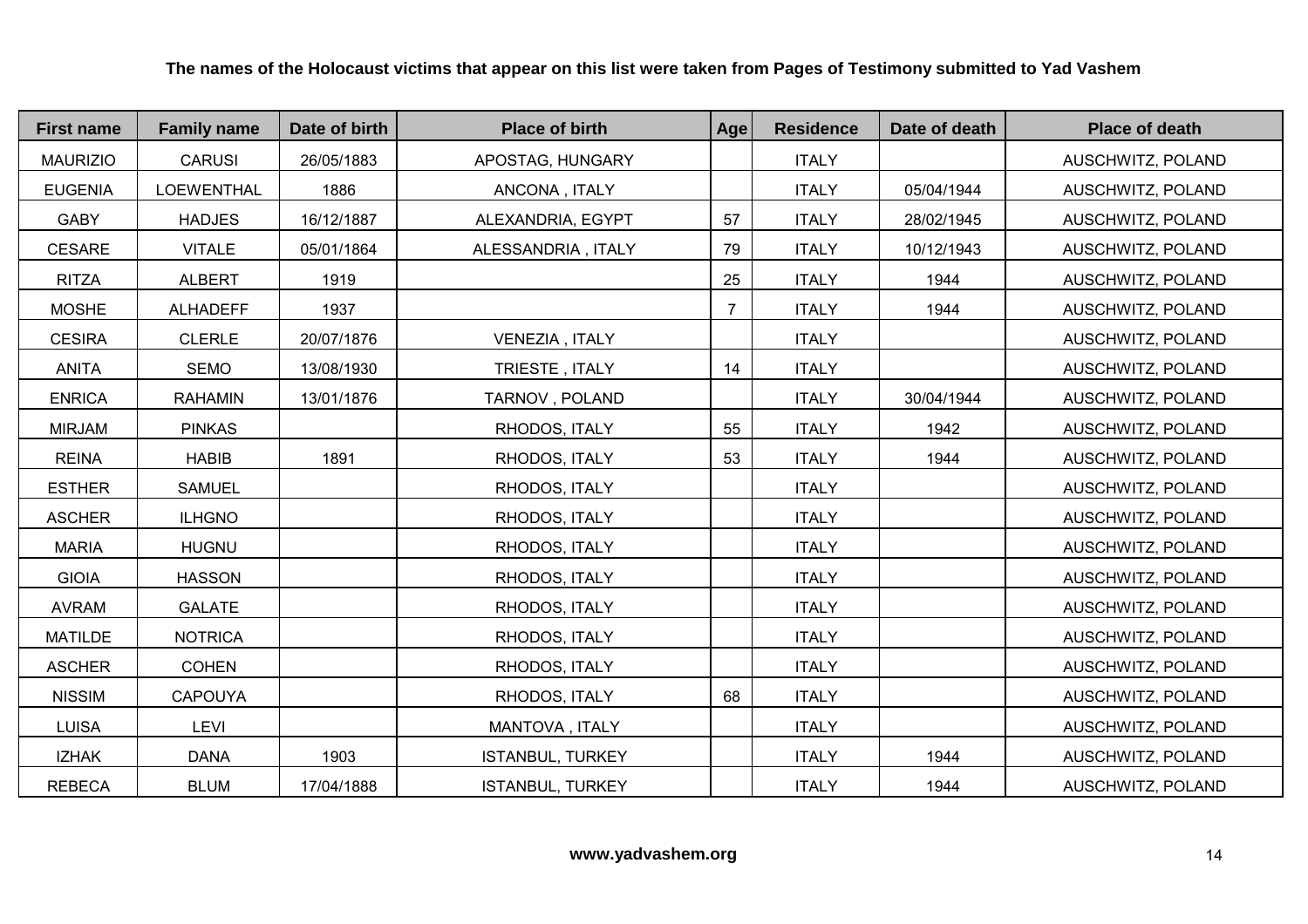**The names of the Holocaust victims that appear on this list were taken from Pages of Testimony submitted to Yad Vashem**

| First name | Family name | Date of birth | Place of birth | Age | Residence | Date of death | Place of death |
|---|---|---|---|---|---|---|---|
| MAURIZIO | CARUSI | 26/05/1883 | APOSTAG, HUNGARY | | ITALY | | AUSCHWITZ, POLAND |
| EUGENIA | LOEWENTHAL | 1886 | ANCONA , ITALY | | ITALY | 05/04/1944 | AUSCHWITZ, POLAND |
| GABY | HADJES | 16/12/1887 | ALEXANDRIA, EGYPT | 57 | ITALY | 28/02/1945 | AUSCHWITZ, POLAND |
| CESARE | VITALE | 05/01/1864 | ALESSANDRIA , ITALY | 79 | ITALY | 10/12/1943 | AUSCHWITZ, POLAND |
| RITZA | ALBERT | 1919 | | 25 | ITALY | 1944 | AUSCHWITZ, POLAND |
| MOSHE | ALHADEFF | 1937 | | 7 | ITALY | 1944 | AUSCHWITZ, POLAND |
| CESIRA | CLERLE | 20/07/1876 | VENEZIA , ITALY | | ITALY | | AUSCHWITZ, POLAND |
| ANITA | SEMO | 13/08/1930 | TRIESTE , ITALY | 14 | ITALY | | AUSCHWITZ, POLAND |
| ENRICA | RAHAMIN | 13/01/1876 | TARNOV , POLAND | | ITALY | 30/04/1944 | AUSCHWITZ, POLAND |
| MIRJAM | PINKAS | | RHODOS, ITALY | 55 | ITALY | 1942 | AUSCHWITZ, POLAND |
| REINA | HABIB | 1891 | RHODOS, ITALY | 53 | ITALY | 1944 | AUSCHWITZ, POLAND |
| ESTHER | SAMUEL | | RHODOS, ITALY | | ITALY | | AUSCHWITZ, POLAND |
| ASCHER | ILHGNO | | RHODOS, ITALY | | ITALY | | AUSCHWITZ, POLAND |
| MARIA | HUGNU | | RHODOS, ITALY | | ITALY | | AUSCHWITZ, POLAND |
| GIOIA | HASSON | | RHODOS, ITALY | | ITALY | | AUSCHWITZ, POLAND |
| AVRAM | GALATE | | RHODOS, ITALY | | ITALY | | AUSCHWITZ, POLAND |
| MATILDE | NOTRICA | | RHODOS, ITALY | | ITALY | | AUSCHWITZ, POLAND |
| ASCHER | COHEN | | RHODOS, ITALY | | ITALY | | AUSCHWITZ, POLAND |
| NISSIM | CAPOUYA | | RHODOS, ITALY | 68 | ITALY | | AUSCHWITZ, POLAND |
| LUISA | LEVI | | MANTOVA , ITALY | | ITALY | | AUSCHWITZ, POLAND |
| IZHAK | DANA | 1903 | ISTANBUL, TURKEY | | ITALY | 1944 | AUSCHWITZ, POLAND |
| REBECA | BLUM | 17/04/1888 | ISTANBUL, TURKEY | | ITALY | 1944 | AUSCHWITZ, POLAND |

**www.yadvashem.org**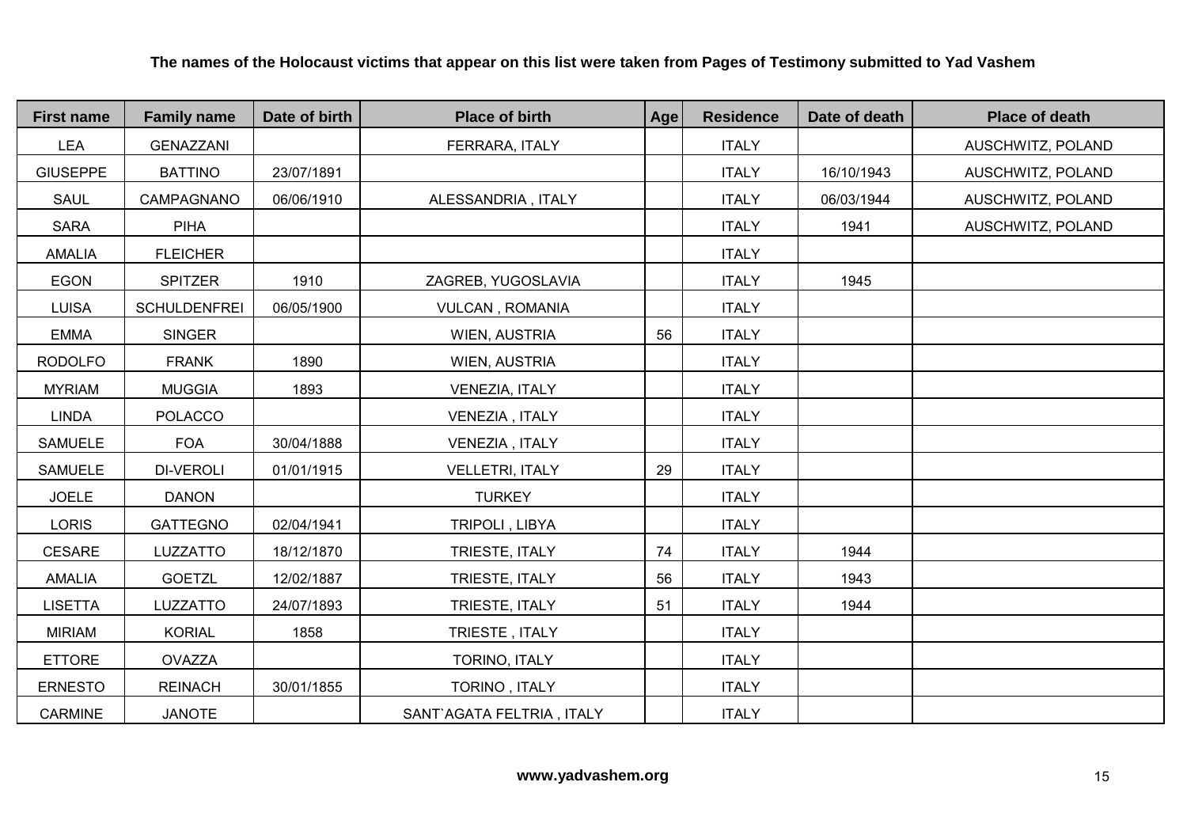**The names of the Holocaust victims that appear on this list were taken from Pages of Testimony submitted to Yad Vashem**

| First name | Family name | Date of birth | Place of birth | Age | Residence | Date of death | Place of death |
|---|---|---|---|---|---|---|---|
| LEA | GENAZZANI | | FERRARA, ITALY | | ITALY | | AUSCHWITZ, POLAND |
| GIUSEPPE | BATTINO | 23/07/1891 | | | ITALY | 16/10/1943 | AUSCHWITZ, POLAND |
| SAUL | CAMPAGNANO | 06/06/1910 | ALESSANDRIA , ITALY | | ITALY | 06/03/1944 | AUSCHWITZ, POLAND |
| SARA | PIHA | | | | ITALY | 1941 | AUSCHWITZ, POLAND |
| AMALIA | FLEICHER | | | | ITALY | | |
| EGON | SPITZER | 1910 | ZAGREB, YUGOSLAVIA | | ITALY | 1945 | |
| LUISA | SCHULDENFREI | 06/05/1900 | VULCAN , ROMANIA | | ITALY | | |
| EMMA | SINGER | | WIEN, AUSTRIA | 56 | ITALY | | |
| RODOLFO | FRANK | 1890 | WIEN, AUSTRIA | | ITALY | | |
| MYRIAM | MUGGIA | 1893 | VENEZIA, ITALY | | ITALY | | |
| LINDA | POLACCO | | VENEZIA , ITALY | | ITALY | | |
| SAMUELE | FOA | 30/04/1888 | VENEZIA , ITALY | | ITALY | | |
| SAMUELE | DI-VEROLI | 01/01/1915 | VELLETRI, ITALY | 29 | ITALY | | |
| JOELE | DANON | | TURKEY | | ITALY | | |
| LORIS | GATTEGNO | 02/04/1941 | TRIPOLI , LIBYA | | ITALY | | |
| CESARE | LUZZATTO | 18/12/1870 | TRIESTE, ITALY | 74 | ITALY | 1944 | |
| AMALIA | GOETZL | 12/02/1887 | TRIESTE, ITALY | 56 | ITALY | 1943 | |
| LISETTA | LUZZATTO | 24/07/1893 | TRIESTE, ITALY | 51 | ITALY | 1944 | |
| MIRIAM | KORIAL | 1858 | TRIESTE , ITALY | | ITALY | | |
| ETTORE | OVAZZA | | TORINO, ITALY | | ITALY | | |
| ERNESTO | REINACH | 30/01/1855 | TORINO , ITALY | | ITALY | | |
| CARMINE | JANOTE | | SANT`AGATA FELTRIA , ITALY | | ITALY | | |

**www.yadvashem.org**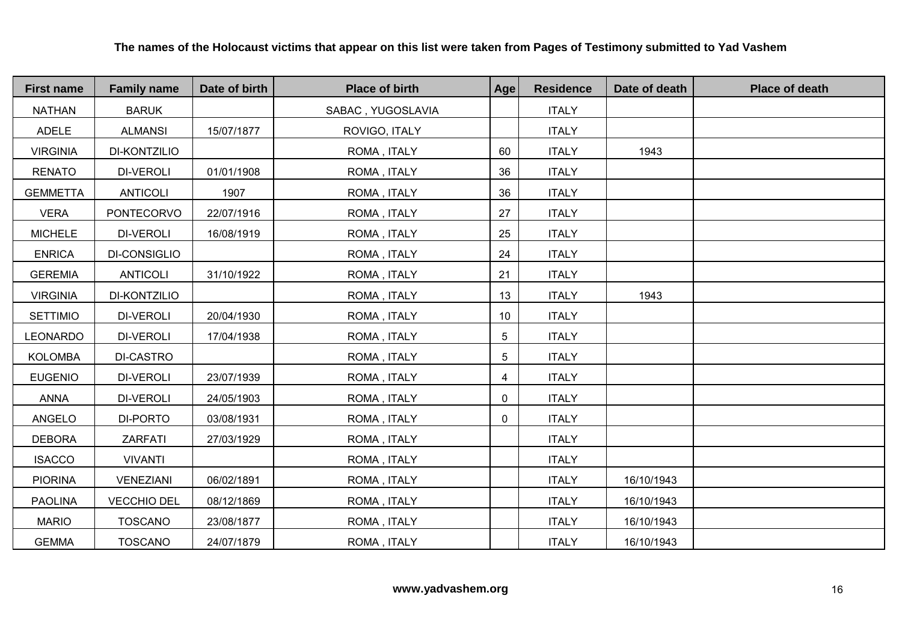**The names of the Holocaust victims that appear on this list were taken from Pages of Testimony submitted to Yad Vashem**

| First name | Family name | Date of birth | Place of birth | Age | Residence | Date of death | Place of death |
|---|---|---|---|---|---|---|---|
| NATHAN | BARUK | | SABAC , YUGOSLAVIA | | ITALY | | |
| ADELE | ALMANSI | 15/07/1877 | ROVIGO, ITALY | | ITALY | | |
| VIRGINIA | DI-KONTZILIO | | ROMA , ITALY | 60 | ITALY | 1943 | |
| RENATO | DI-VEROLI | 01/01/1908 | ROMA , ITALY | 36 | ITALY | | |
| GEMMETTA | ANTICOLI | 1907 | ROMA , ITALY | 36 | ITALY | | |
| VERA | PONTECORVO | 22/07/1916 | ROMA , ITALY | 27 | ITALY | | |
| MICHELE | DI-VEROLI | 16/08/1919 | ROMA , ITALY | 25 | ITALY | | |
| ENRICA | DI-CONSIGLIO | | ROMA , ITALY | 24 | ITALY | | |
| GEREMIA | ANTICOLI | 31/10/1922 | ROMA , ITALY | 21 | ITALY | | |
| VIRGINIA | DI-KONTZILIO | | ROMA , ITALY | 13 | ITALY | 1943 | |
| SETTIMIO | DI-VEROLI | 20/04/1930 | ROMA , ITALY | 10 | ITALY | | |
| LEONARDO | DI-VEROLI | 17/04/1938 | ROMA , ITALY | 5 | ITALY | | |
| KOLOMBA | DI-CASTRO | | ROMA , ITALY | 5 | ITALY | | |
| EUGENIO | DI-VEROLI | 23/07/1939 | ROMA , ITALY | 4 | ITALY | | |
| ANNA | DI-VEROLI | 24/05/1903 | ROMA , ITALY | 0 | ITALY | | |
| ANGELO | DI-PORTO | 03/08/1931 | ROMA , ITALY | 0 | ITALY | | |
| DEBORA | ZARFATI | 27/03/1929 | ROMA , ITALY | | ITALY | | |
| ISACCO | VIVANTI | | ROMA , ITALY | | ITALY | | |
| PIORINA | VENEZIANI | 06/02/1891 | ROMA , ITALY | | ITALY | 16/10/1943 | |
| PAOLINA | VECCHIO DEL | 08/12/1869 | ROMA , ITALY | | ITALY | 16/10/1943 | |
| MARIO | TOSCANO | 23/08/1877 | ROMA , ITALY | | ITALY | 16/10/1943 | |
| GEMMA | TOSCANO | 24/07/1879 | ROMA , ITALY | | ITALY | 16/10/1943 | |

**www.yadvashem.org**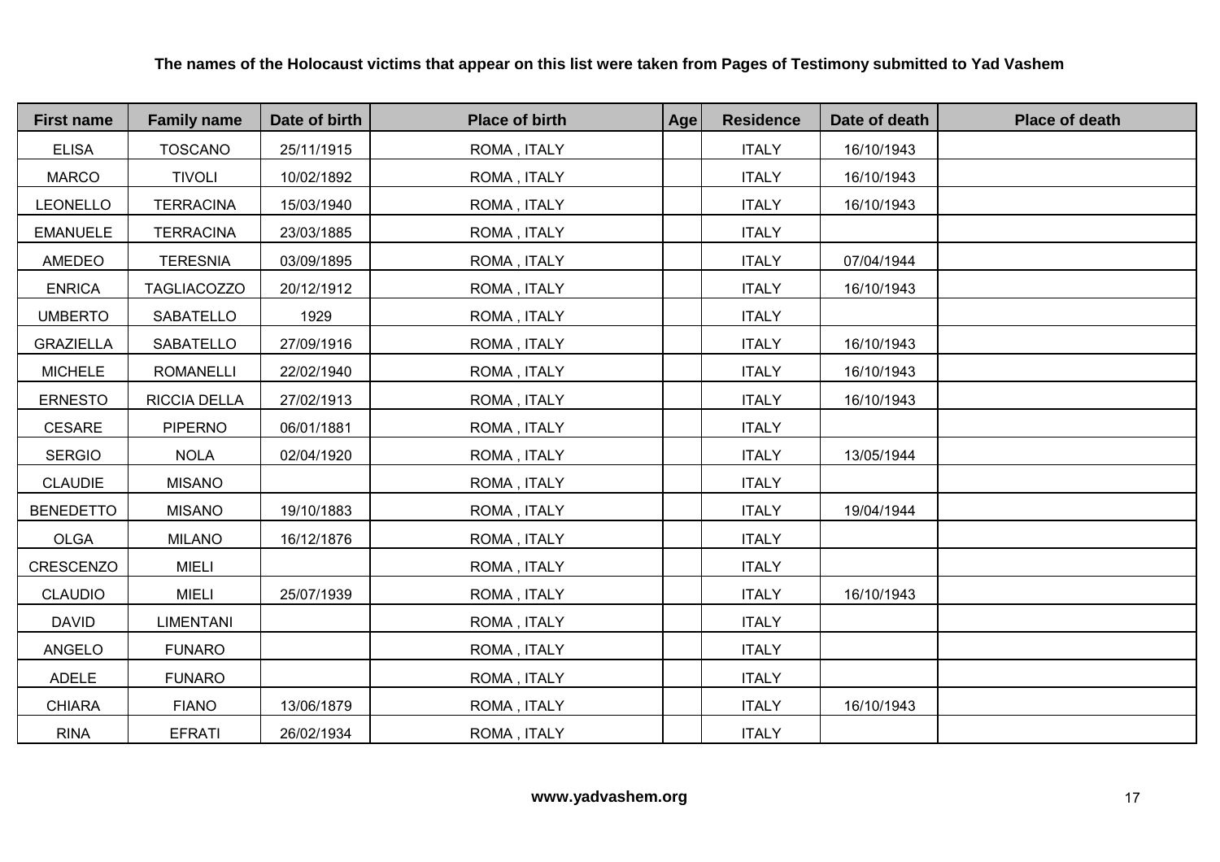**The names of the Holocaust victims that appear on this list were taken from Pages of Testimony submitted to Yad Vashem**

| First name | Family name | Date of birth | Place of birth | Age | Residence | Date of death | Place of death |
|---|---|---|---|---|---|---|---|
| ELISA | TOSCANO | 25/11/1915 | ROMA , ITALY | | ITALY | 16/10/1943 | |
| MARCO | TIVOLI | 10/02/1892 | ROMA , ITALY | | ITALY | 16/10/1943 | |
| LEONELLO | TERRACINA | 15/03/1940 | ROMA , ITALY | | ITALY | 16/10/1943 | |
| EMANUELE | TERRACINA | 23/03/1885 | ROMA , ITALY | | ITALY | | |
| AMEDEO | TERESNIA | 03/09/1895 | ROMA , ITALY | | ITALY | 07/04/1944 | |
| ENRICA | TAGLIACOZZO | 20/12/1912 | ROMA , ITALY | | ITALY | 16/10/1943 | |
| UMBERTO | SABATELLO | 1929 | ROMA , ITALY | | ITALY | | |
| GRAZIELLA | SABATELLO | 27/09/1916 | ROMA , ITALY | | ITALY | 16/10/1943 | |
| MICHELE | ROMANELLI | 22/02/1940 | ROMA , ITALY | | ITALY | 16/10/1943 | |
| ERNESTO | RICCIA DELLA | 27/02/1913 | ROMA , ITALY | | ITALY | 16/10/1943 | |
| CESARE | PIPERNO | 06/01/1881 | ROMA , ITALY | | ITALY | | |
| SERGIO | NOLA | 02/04/1920 | ROMA , ITALY | | ITALY | 13/05/1944 | |
| CLAUDIE | MISANO | | ROMA , ITALY | | ITALY | | |
| BENEDETTO | MISANO | 19/10/1883 | ROMA , ITALY | | ITALY | 19/04/1944 | |
| OLGA | MILANO | 16/12/1876 | ROMA , ITALY | | ITALY | | |
| CRESCENZO | MIELI | | ROMA , ITALY | | ITALY | | |
| CLAUDIO | MIELI | 25/07/1939 | ROMA , ITALY | | ITALY | 16/10/1943 | |
| DAVID | LIMENTANI | | ROMA , ITALY | | ITALY | | |
| ANGELO | FUNARO | | ROMA , ITALY | | ITALY | | |
| ADELE | FUNARO | | ROMA , ITALY | | ITALY | | |
| CHIARA | FIANO | 13/06/1879 | ROMA , ITALY | | ITALY | 16/10/1943 | |
| RINA | EFRATI | 26/02/1934 | ROMA , ITALY | | ITALY | | |

**www.yadvashem.org**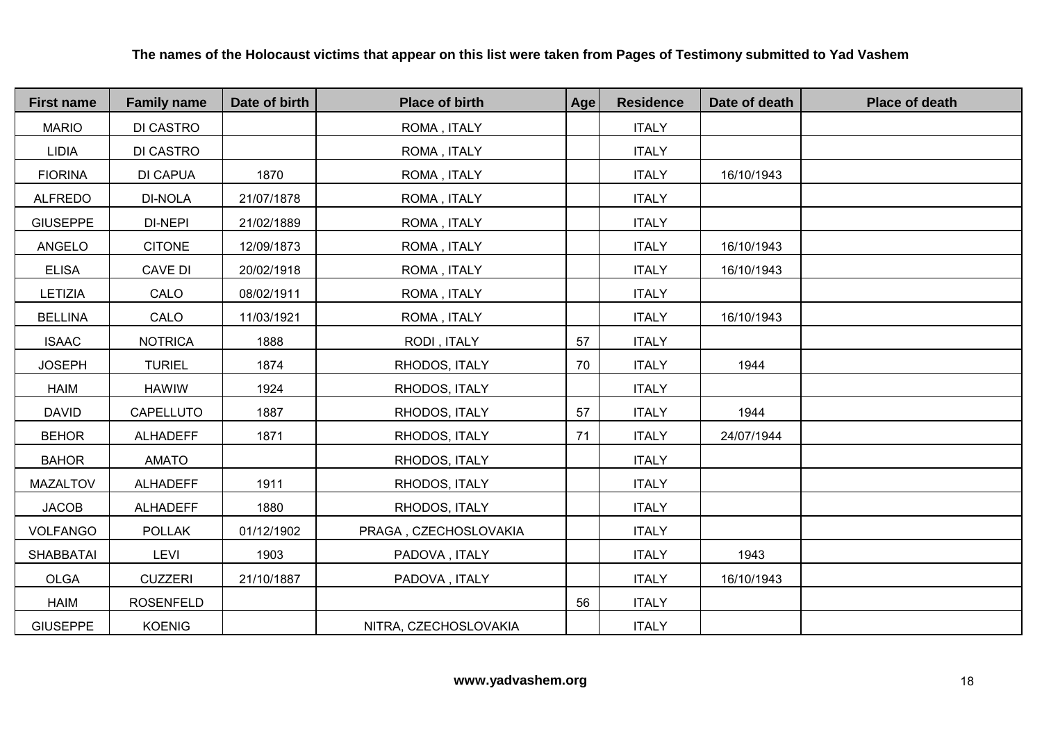**The names of the Holocaust victims that appear on this list were taken from Pages of Testimony submitted to Yad Vashem**

| First name | Family name | Date of birth | Place of birth | Age | Residence | Date of death | Place of death |
|---|---|---|---|---|---|---|---|
| MARIO | DI CASTRO | | ROMA , ITALY | | ITALY | | |
| LIDIA | DI CASTRO | | ROMA , ITALY | | ITALY | | |
| FIORINA | DI CAPUA | 1870 | ROMA , ITALY | | ITALY | 16/10/1943 | |
| ALFREDO | DI-NOLA | 21/07/1878 | ROMA , ITALY | | ITALY | | |
| GIUSEPPE | DI-NEPI | 21/02/1889 | ROMA , ITALY | | ITALY | | |
| ANGELO | CITONE | 12/09/1873 | ROMA , ITALY | | ITALY | 16/10/1943 | |
| ELISA | CAVE DI | 20/02/1918 | ROMA , ITALY | | ITALY | 16/10/1943 | |
| LETIZIA | CALO | 08/02/1911 | ROMA , ITALY | | ITALY | | |
| BELLINA | CALO | 11/03/1921 | ROMA , ITALY | | ITALY | 16/10/1943 | |
| ISAAC | NOTRICA | 1888 | RODI , ITALY | 57 | ITALY | | |
| JOSEPH | TURIEL | 1874 | RHODOS, ITALY | 70 | ITALY | 1944 | |
| HAIM | HAWIW | 1924 | RHODOS, ITALY | | ITALY | | |
| DAVID | CAPELLUTO | 1887 | RHODOS, ITALY | 57 | ITALY | 1944 | |
| BEHOR | ALHADEFF | 1871 | RHODOS, ITALY | 71 | ITALY | 24/07/1944 | |
| BAHOR | AMATO | | RHODOS, ITALY | | ITALY | | |
| MAZALTOV | ALHADEFF | 1911 | RHODOS, ITALY | | ITALY | | |
| JACOB | ALHADEFF | 1880 | RHODOS, ITALY | | ITALY | | |
| VOLFANGO | POLLAK | 01/12/1902 | PRAGA , CZECHOSLOVAKIA | | ITALY | | |
| SHABBATAI | LEVI | 1903 | PADOVA , ITALY | | ITALY | 1943 | |
| OLGA | CUZZERI | 21/10/1887 | PADOVA , ITALY | | ITALY | 16/10/1943 | |
| HAIM | ROSENFELD | | | 56 | ITALY | | |
| GIUSEPPE | KOENIG | | NITRA, CZECHOSLOVAKIA | | ITALY | | |

**www.yadvashem.org**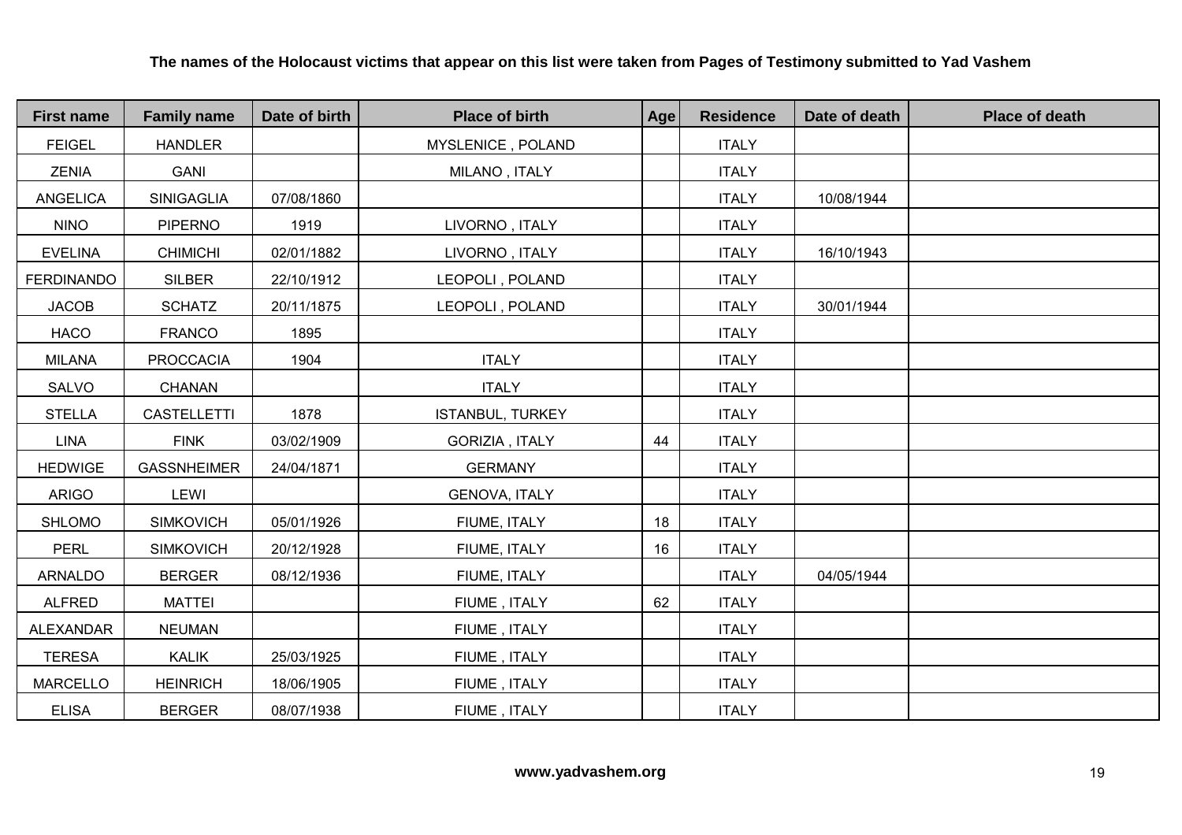**The names of the Holocaust victims that appear on this list were taken from Pages of Testimony submitted to Yad Vashem**

| First name | Family name | Date of birth | Place of birth | Age | Residence | Date of death | Place of death |
|---|---|---|---|---|---|---|---|
| FEIGEL | HANDLER | | MYSLENICE , POLAND | | ITALY | | |
| ZENIA | GANI | | MILANO , ITALY | | ITALY | | |
| ANGELICA | SINIGAGLIA | 07/08/1860 | | | ITALY | 10/08/1944 | |
| NINO | PIPERNO | 1919 | LIVORNO , ITALY | | ITALY | | |
| EVELINA | CHIMICHI | 02/01/1882 | LIVORNO , ITALY | | ITALY | 16/10/1943 | |
| FERDINANDO | SILBER | 22/10/1912 | LEOPOLI , POLAND | | ITALY | | |
| JACOB | SCHATZ | 20/11/1875 | LEOPOLI , POLAND | | ITALY | 30/01/1944 | |
| HACO | FRANCO | 1895 | | | ITALY | | |
| MILANA | PROCCACIA | 1904 | ITALY | | ITALY | | |
| SALVO | CHANAN | | ITALY | | ITALY | | |
| STELLA | CASTELLETTI | 1878 | ISTANBUL, TURKEY | | ITALY | | |
| LINA | FINK | 03/02/1909 | GORIZIA , ITALY | 44 | ITALY | | |
| HEDWIGE | GASSNHEIMER | 24/04/1871 | GERMANY | | ITALY | | |
| ARIGO | LEWI | | GENOVA, ITALY | | ITALY | | |
| SHLOMO | SIMKOVICH | 05/01/1926 | FIUME, ITALY | 18 | ITALY | | |
| PERL | SIMKOVICH | 20/12/1928 | FIUME, ITALY | 16 | ITALY | | |
| ARNALDO | BERGER | 08/12/1936 | FIUME, ITALY | | ITALY | 04/05/1944 | |
| ALFRED | MATTEI | | FIUME , ITALY | 62 | ITALY | | |
| ALEXANDAR | NEUMAN | | FIUME , ITALY | | ITALY | | |
| TERESA | KALIK | 25/03/1925 | FIUME , ITALY | | ITALY | | |
| MARCELLO | HEINRICH | 18/06/1905 | FIUME , ITALY | | ITALY | | |
| ELISA | BERGER | 08/07/1938 | FIUME , ITALY | | ITALY | | |

**www.yadvashem.org**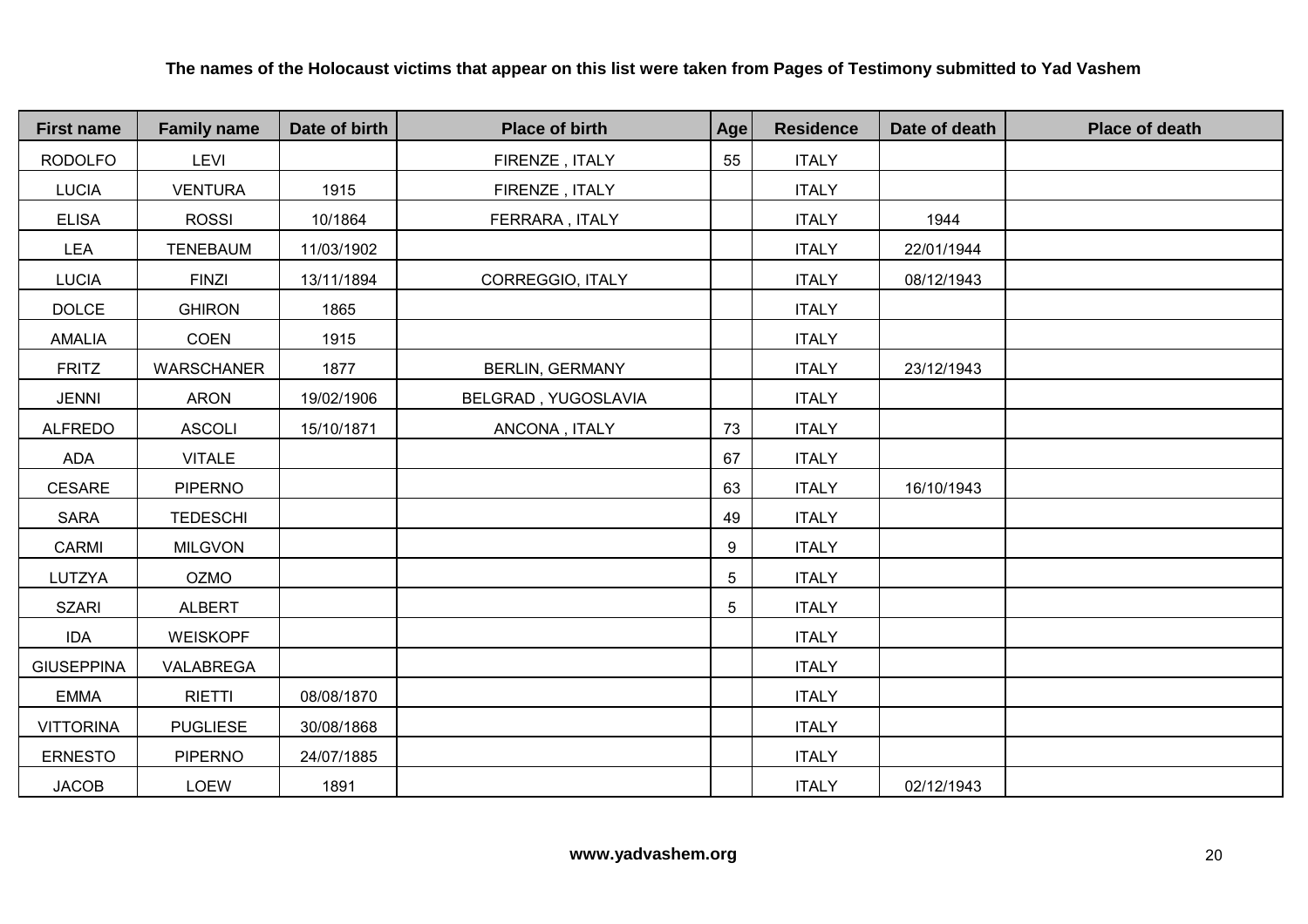**The names of the Holocaust victims that appear on this list were taken from Pages of Testimony submitted to Yad Vashem**

| First name | Family name | Date of birth | Place of birth | Age | Residence | Date of death | Place of death |
|---|---|---|---|---|---|---|---|
| RODOLFO | LEVI | | FIRENZE , ITALY | 55 | ITALY | | |
| LUCIA | VENTURA | 1915 | FIRENZE , ITALY | | ITALY | | |
| ELISA | ROSSI | 10/1864 | FERRARA , ITALY | | ITALY | 1944 | |
| LEA | TENEBAUM | 11/03/1902 | | | ITALY | 22/01/1944 | |
| LUCIA | FINZI | 13/11/1894 | CORREGGIO, ITALY | | ITALY | 08/12/1943 | |
| DOLCE | GHIRON | 1865 | | | ITALY | | |
| AMALIA | COEN | 1915 | | | ITALY | | |
| FRITZ | WARSCHANER | 1877 | BERLIN, GERMANY | | ITALY | 23/12/1943 | |
| JENNI | ARON | 19/02/1906 | BELGRAD , YUGOSLAVIA | | ITALY | | |
| ALFREDO | ASCOLI | 15/10/1871 | ANCONA , ITALY | 73 | ITALY | | |
| ADA | VITALE | | | 67 | ITALY | | |
| CESARE | PIPERNO | | | 63 | ITALY | 16/10/1943 | |
| SARA | TEDESCHI | | | 49 | ITALY | | |
| CARMI | MILGVON | | | 9 | ITALY | | |
| LUTZYA | OZMO | | | 5 | ITALY | | |
| SZARI | ALBERT | | | 5 | ITALY | | |
| IDA | WEISKOPF | | | | ITALY | | |
| GIUSEPPINA | VALABREGA | | | | ITALY | | |
| EMMA | RIETTI | 08/08/1870 | | | ITALY | | |
| VITTORINA | PUGLIESE | 30/08/1868 | | | ITALY | | |
| ERNESTO | PIPERNO | 24/07/1885 | | | ITALY | | |
| JACOB | LOEW | 1891 | | | ITALY | 02/12/1943 | |

**www.yadvashem.org**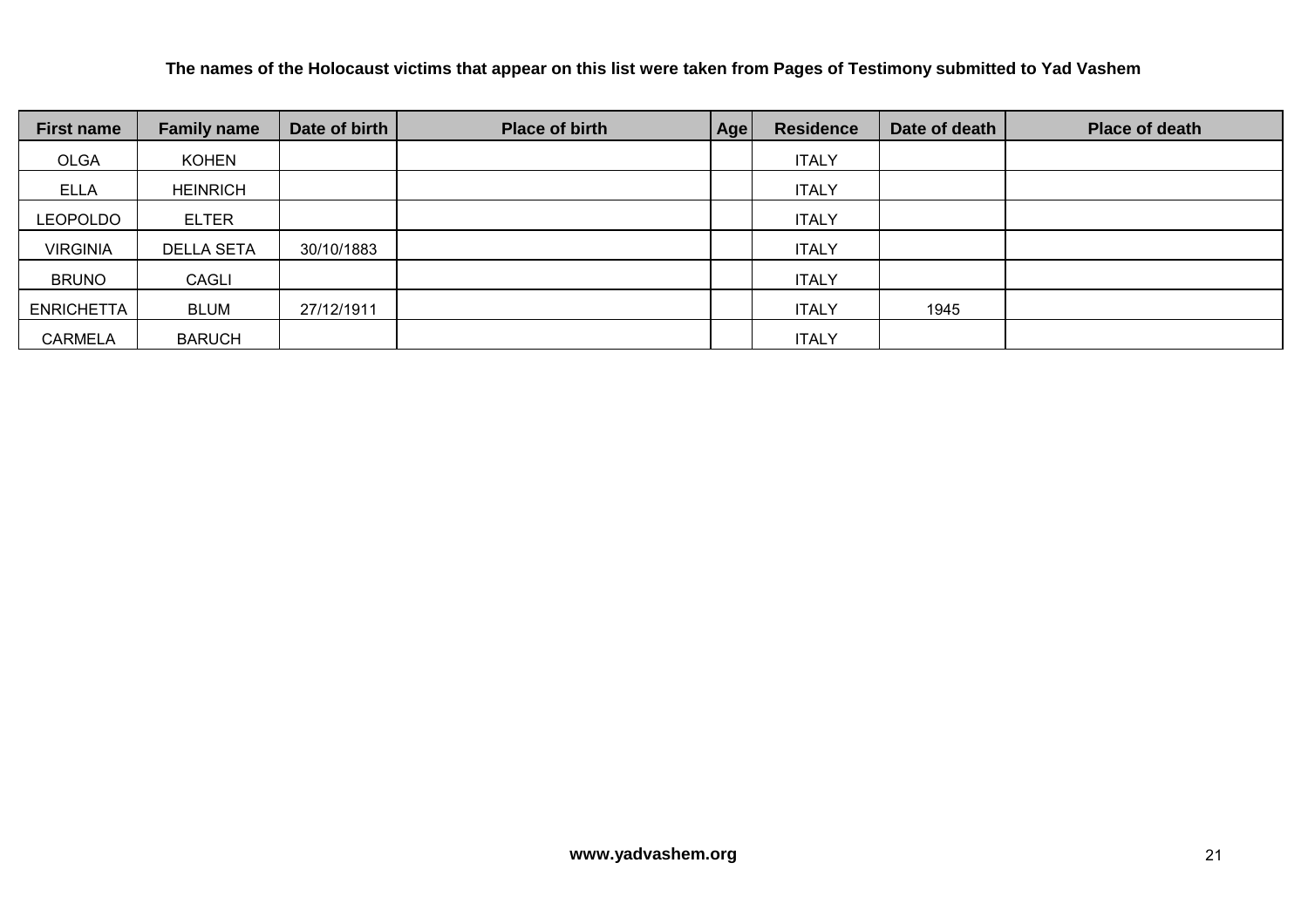**The names of the Holocaust victims that appear on this list were taken from Pages of Testimony submitted to Yad Vashem**

| First name | Family name | Date of birth | Place of birth | Age | Residence | Date of death | Place of death |
|---|---|---|---|---|---|---|---|
| OLGA | KOHEN | | | | ITALY | | |
| ELLA | HEINRICH | | | | ITALY | | |
| LEOPOLDO | ELTER | | | | ITALY | | |
| VIRGINIA | DELLA SETA | 30/10/1883 | | | ITALY | | |
| BRUNO | CAGLI | | | | ITALY | | |
| ENRICHETTA | BLUM | 27/12/1911 | | | ITALY | 1945 | |
| CARMELA | BARUCH | | | | ITALY | | |

**www.yadvashem.org**